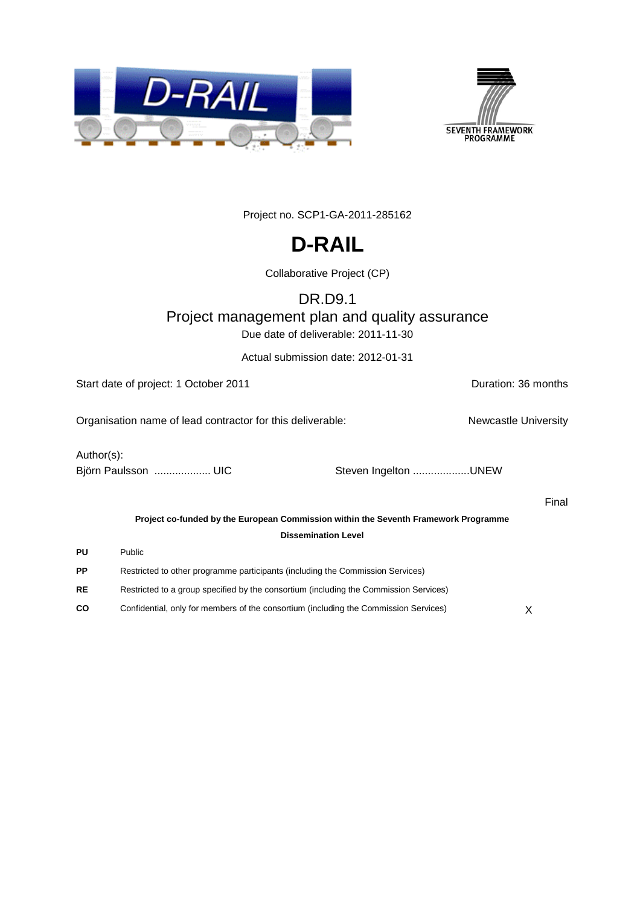Project no. SCP1-GA-2011-285162

# D-RAIL

Collaborative Project (CP)

## DR.D9.1
## Project management plan and quality assurance

Due date of deliverable: 2011-11-30

Actual submission date: 2012-01-31

Start date of project: 1 October 2011 Duration: 36 months

Organisation name of lead contractor for this deliverable: Newcastle University

Author(s):

Björn Paulsson ................... UIC Steven Ingelton ...................UNEW

Final

**Project co-funded by the European Commission within the Seventh Framework Programme**

| **Dissemination Level** | | |
|---|---|---|
| **PU** | Public | |
| **PP** | Restricted to other programme participants (including the Commission Services) | |
| **RE** | Restricted to a group specified by the consortium (including the Commission Services) | |
| **CO** | Confidential, only for members of the consortium (including the Commission Services) | X |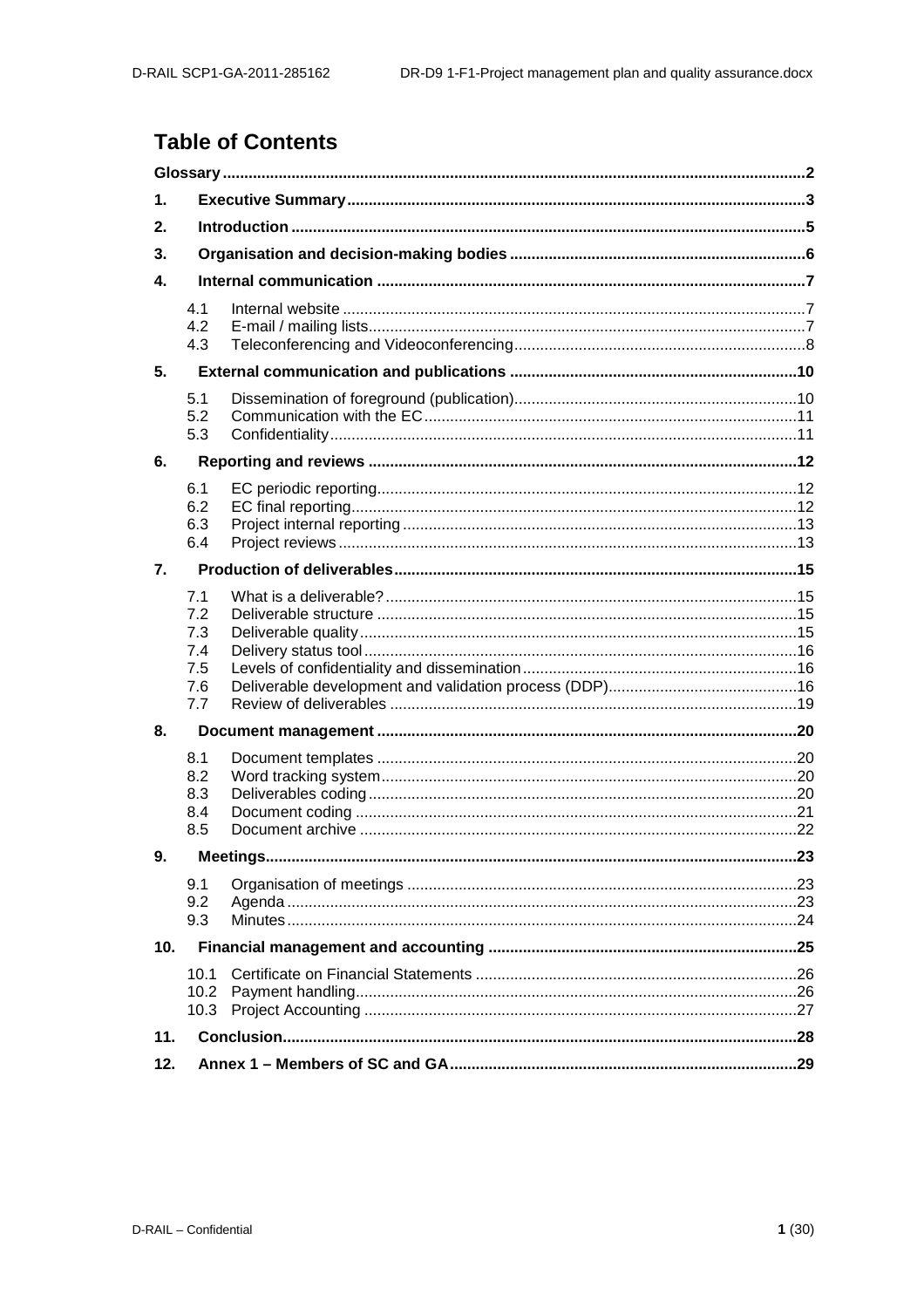# Table of Contents

| | | |
|---|---|---|
| **Glossary** | | **2** |
| **1.** | **Executive Summary** | **3** |
| **2.** | **Introduction** | **5** |
| **3.** | **Organisation and decision-making bodies** | **6** |
| **4.** | **Internal communication** | **7** |
| 4.1 | Internal website | 7 |
| 4.2 | E-mail / mailing lists | 7 |
| 4.3 | Teleconferencing and Videoconferencing | 8 |
| **5.** | **External communication and publications** | **10** |
| 5.1 | Dissemination of foreground (publication) | 10 |
| 5.2 | Communication with the EC | 11 |
| 5.3 | Confidentiality | 11 |
| **6.** | **Reporting and reviews** | **12** |
| 6.1 | EC periodic reporting | 12 |
| 6.2 | EC final reporting | 12 |
| 6.3 | Project internal reporting | 13 |
| 6.4 | Project reviews | 13 |
| **7.** | **Production of deliverables** | **15** |
| 7.1 | What is a deliverable? | 15 |
| 7.2 | Deliverable structure | 15 |
| 7.3 | Deliverable quality | 15 |
| 7.4 | Delivery status tool | 16 |
| 7.5 | Levels of confidentiality and dissemination | 16 |
| 7.6 | Deliverable development and validation process (DDP) | 16 |
| 7.7 | Review of deliverables | 19 |
| **8.** | **Document management** | **20** |
| 8.1 | Document templates | 20 |
| 8.2 | Word tracking system | 20 |
| 8.3 | Deliverables coding | 20 |
| 8.4 | Document coding | 21 |
| 8.5 | Document archive | 22 |
| **9.** | **Meetings** | **23** |
| 9.1 | Organisation of meetings | 23 |
| 9.2 | Agenda | 23 |
| 9.3 | Minutes | 24 |
| **10.** | **Financial management and accounting** | **25** |
| 10.1 | Certificate on Financial Statements | 26 |
| 10.2 | Payment handling | 26 |
| 10.3 | Project Accounting | 27 |
| **11.** | **Conclusion** | **28** |
| **12.** | **Annex 1 – Members of SC and GA** | **29** |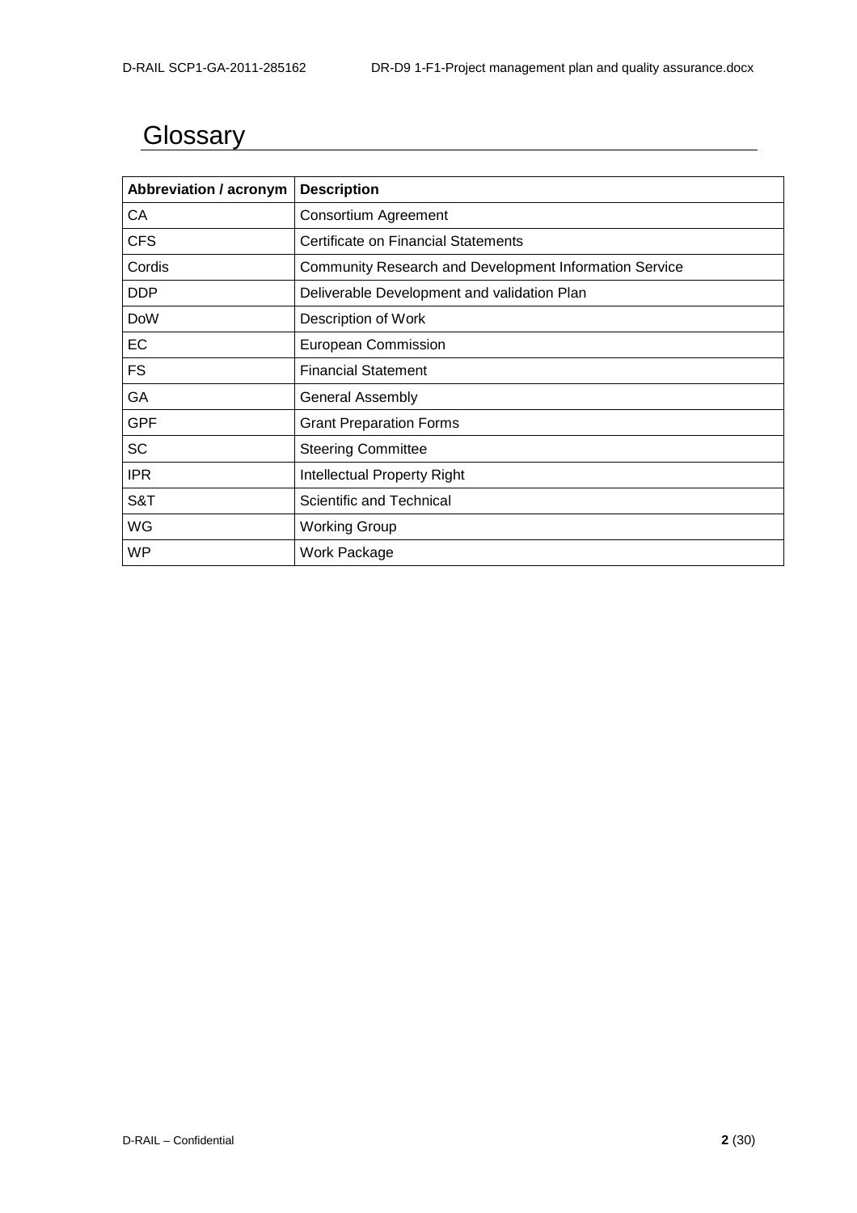# Glossary

| Abbreviation / acronym | Description |
|---|---|
| CA | Consortium Agreement |
| CFS | Certificate on Financial Statements |
| Cordis | Community Research and Development Information Service |
| DDP | Deliverable Development and validation Plan |
| DoW | Description of Work |
| EC | European Commission |
| FS | Financial Statement |
| GA | General Assembly |
| GPF | Grant Preparation Forms |
| SC | Steering Committee |
| IPR | Intellectual Property Right |
| S&T | Scientific and Technical |
| WG | Working Group |
| WP | Work Package |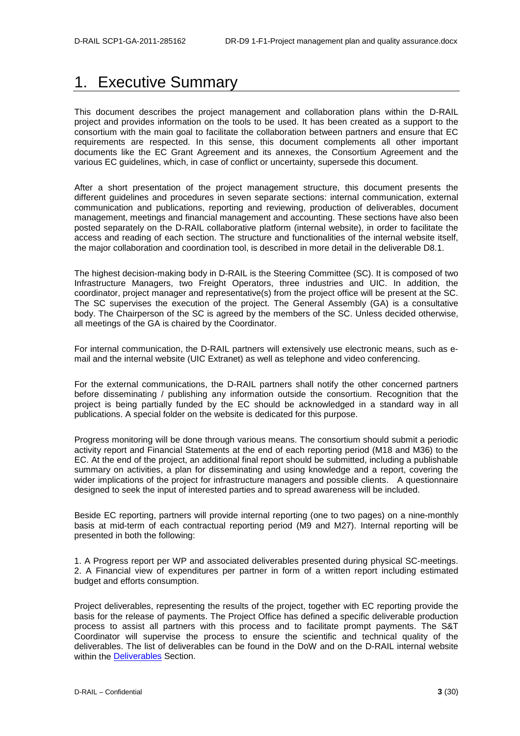# 1. Executive Summary

This document describes the project management and collaboration plans within the D-RAIL project and provides information on the tools to be used. It has been created as a support to the consortium with the main goal to facilitate the collaboration between partners and ensure that EC requirements are respected. In this sense, this document complements all other important documents like the EC Grant Agreement and its annexes, the Consortium Agreement and the various EC guidelines, which, in case of conflict or uncertainty, supersede this document.

After a short presentation of the project management structure, this document presents the different guidelines and procedures in seven separate sections: internal communication, external communication and publications, reporting and reviewing, production of deliverables, document management, meetings and financial management and accounting. These sections have also been posted separately on the D-RAIL collaborative platform (internal website), in order to facilitate the access and reading of each section. The structure and functionalities of the internal website itself, the major collaboration and coordination tool, is described in more detail in the deliverable D8.1.

The highest decision-making body in D-RAIL is the Steering Committee (SC). It is composed of two Infrastructure Managers, two Freight Operators, three industries and UIC. In addition, the coordinator, project manager and representative(s) from the project office will be present at the SC. The SC supervises the execution of the project. The General Assembly (GA) is a consultative body. The Chairperson of the SC is agreed by the members of the SC. Unless decided otherwise, all meetings of the GA is chaired by the Coordinator.

For internal communication, the D-RAIL partners will extensively use electronic means, such as e-mail and the internal website (UIC Extranet) as well as telephone and video conferencing.

For the external communications, the D-RAIL partners shall notify the other concerned partners before disseminating / publishing any information outside the consortium. Recognition that the project is being partially funded by the EC should be acknowledged in a standard way in all publications. A special folder on the website is dedicated for this purpose.

Progress monitoring will be done through various means. The consortium should submit a periodic activity report and Financial Statements at the end of each reporting period (M18 and M36) to the EC. At the end of the project, an additional final report should be submitted, including a publishable summary on activities, a plan for disseminating and using knowledge and a report, covering the wider implications of the project for infrastructure managers and possible clients. A questionnaire designed to seek the input of interested parties and to spread awareness will be included.

Beside EC reporting, partners will provide internal reporting (one to two pages) on a nine-monthly basis at mid-term of each contractual reporting period (M9 and M27). Internal reporting will be presented in both the following:

1. A Progress report per WP and associated deliverables presented during physical SC-meetings.
2. A Financial view of expenditures per partner in form of a written report including estimated budget and efforts consumption.

Project deliverables, representing the results of the project, together with EC reporting provide the basis for the release of payments. The Project Office has defined a specific deliverable production process to assist all partners with this process and to facilitate prompt payments. The S&T Coordinator will supervise the process to ensure the scientific and technical quality of the deliverables. The list of deliverables can be found in the DoW and on the D-RAIL internal website within the Deliverables Section.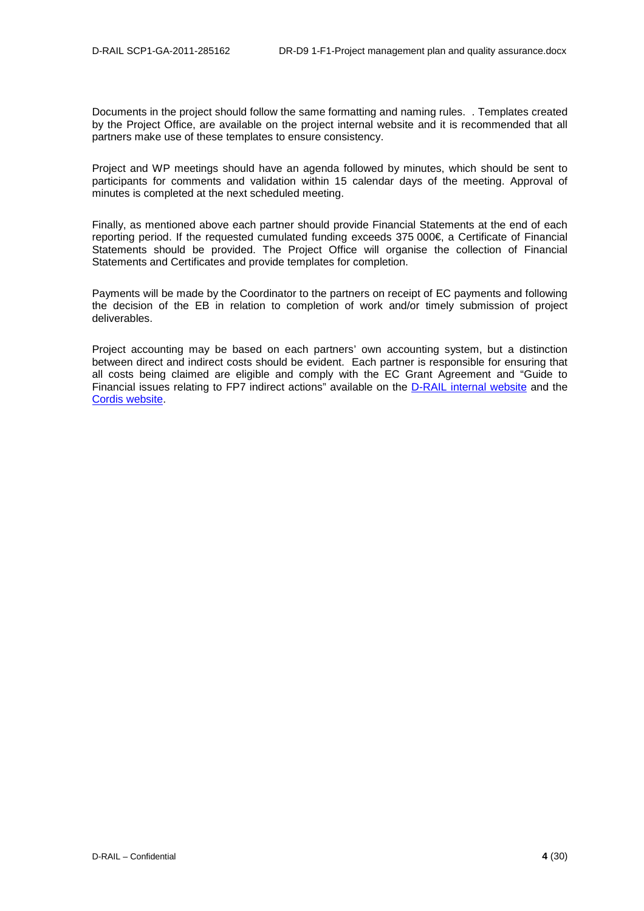Documents in the project should follow the same formatting and naming rules.  . Templates created by the Project Office, are available on the project internal website and it is recommended that all partners make use of these templates to ensure consistency.

Project and WP meetings should have an agenda followed by minutes, which should be sent to participants for comments and validation within 15 calendar days of the meeting. Approval of minutes is completed at the next scheduled meeting.

Finally, as mentioned above each partner should provide Financial Statements at the end of each reporting period. If the requested cumulated funding exceeds 375 000€, a Certificate of Financial Statements should be provided. The Project Office will organise the collection of Financial Statements and Certificates and provide templates for completion.

Payments will be made by the Coordinator to the partners on receipt of EC payments and following the decision of the EB in relation to completion of work and/or timely submission of project deliverables.

Project accounting may be based on each partners' own accounting system, but a distinction between direct and indirect costs should be evident.  Each partner is responsible for ensuring that all costs being claimed are eligible and comply with the EC Grant Agreement and "Guide to Financial issues relating to FP7 indirect actions" available on the D-RAIL internal website and the Cordis website.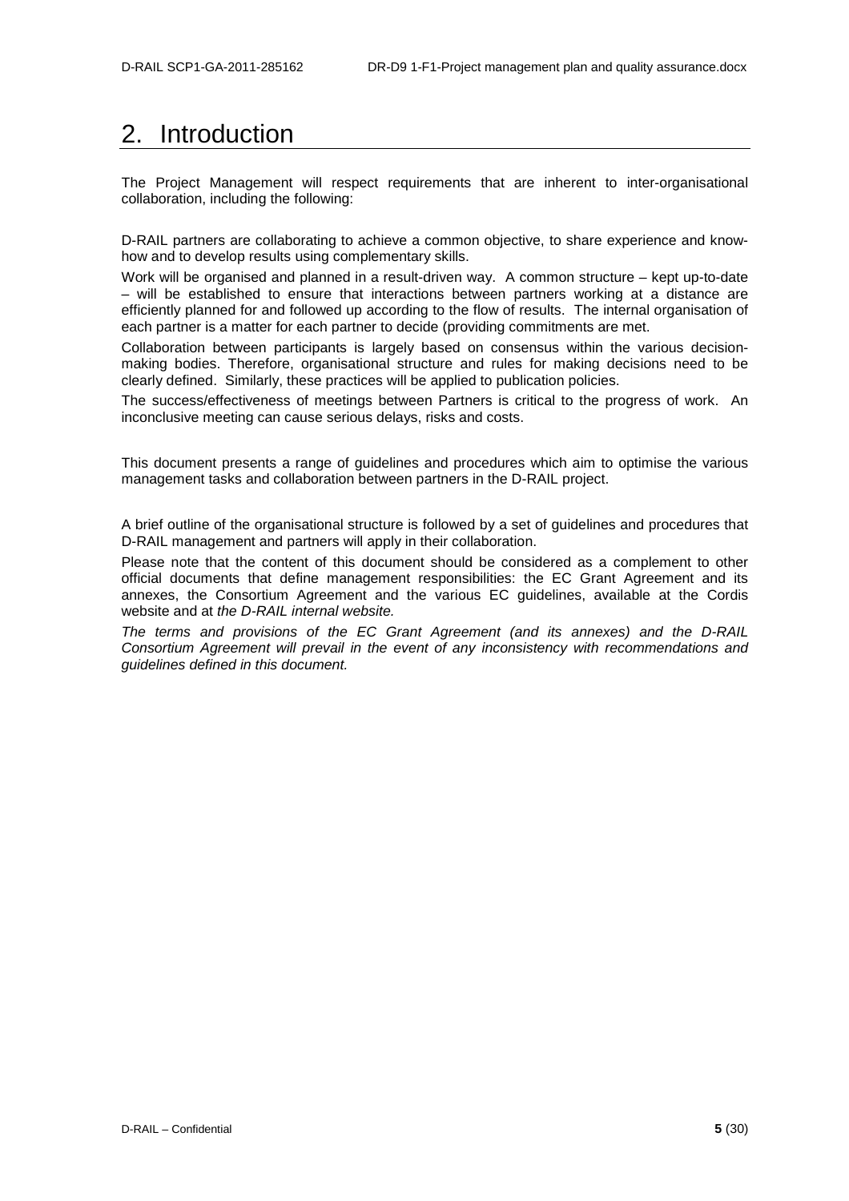# 2. Introduction

The Project Management will respect requirements that are inherent to inter-organisational collaboration, including the following:

D-RAIL partners are collaborating to achieve a common objective, to share experience and know-how and to develop results using complementary skills.

Work will be organised and planned in a result-driven way. A common structure – kept up-to-date – will be established to ensure that interactions between partners working at a distance are efficiently planned for and followed up according to the flow of results. The internal organisation of each partner is a matter for each partner to decide (providing commitments are met.

Collaboration between participants is largely based on consensus within the various decision-making bodies. Therefore, organisational structure and rules for making decisions need to be clearly defined. Similarly, these practices will be applied to publication policies.

The success/effectiveness of meetings between Partners is critical to the progress of work. An inconclusive meeting can cause serious delays, risks and costs.

This document presents a range of guidelines and procedures which aim to optimise the various management tasks and collaboration between partners in the D-RAIL project.

A brief outline of the organisational structure is followed by a set of guidelines and procedures that D-RAIL management and partners will apply in their collaboration.

Please note that the content of this document should be considered as a complement to other official documents that define management responsibilities: the EC Grant Agreement and its annexes, the Consortium Agreement and the various EC guidelines, available at the Cordis website and at *the D-RAIL internal website.*

*The terms and provisions of the EC Grant Agreement (and its annexes) and the D-RAIL Consortium Agreement will prevail in the event of any inconsistency with recommendations and guidelines defined in this document.*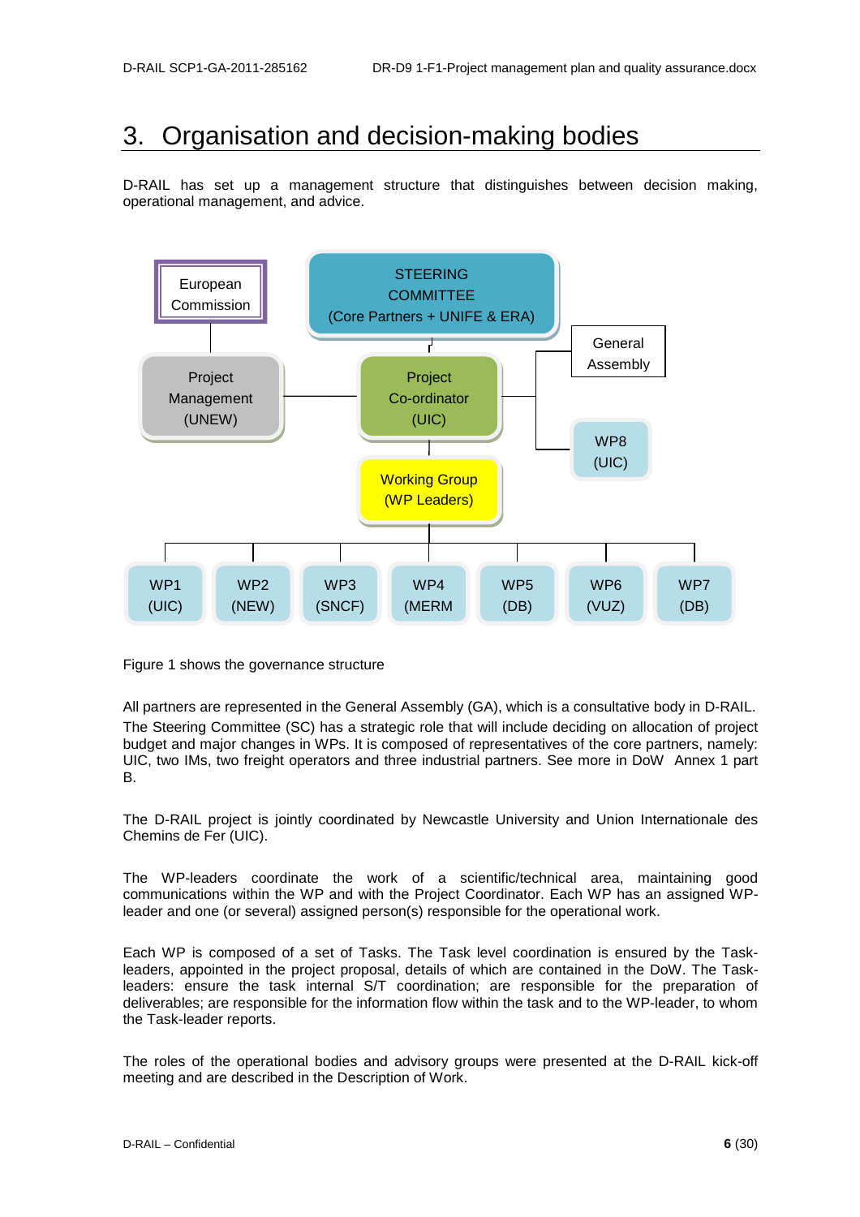# 3. Organisation and decision-making bodies

D-RAIL has set up a management structure that distinguishes between decision making, operational management, and advice.

European Commission

STEERING COMMITTEE (Core Partners + UNIFE & ERA)

General Assembly

Project Management (UNEW)

Project Co-ordinator (UIC)

WP8 (UIC)

Working Group (WP Leaders)

WP1 (UIC) | WP2 (NEW) | WP3 (SNCF) | WP4 (MERM | WP5 (DB) | WP6 (VUZ) | WP7 (DB)

Figure 1 shows the governance structure

All partners are represented in the General Assembly (GA), which is a consultative body in D-RAIL. The Steering Committee (SC) has a strategic role that will include deciding on allocation of project budget and major changes in WPs. It is composed of representatives of the core partners, namely: UIC, two IMs, two freight operators and three industrial partners. See more in DoW Annex 1 part B.

The D-RAIL project is jointly coordinated by Newcastle University and Union Internationale des Chemins de Fer (UIC).

The WP-leaders coordinate the work of a scientific/technical area, maintaining good communications within the WP and with the Project Coordinator. Each WP has an assigned WP-leader and one (or several) assigned person(s) responsible for the operational work.

Each WP is composed of a set of Tasks. The Task level coordination is ensured by the Task-leaders, appointed in the project proposal, details of which are contained in the DoW. The Task-leaders: ensure the task internal S/T coordination; are responsible for the preparation of deliverables; are responsible for the information flow within the task and to the WP-leader, to whom the Task-leader reports.

The roles of the operational bodies and advisory groups were presented at the D-RAIL kick-off meeting and are described in the Description of Work.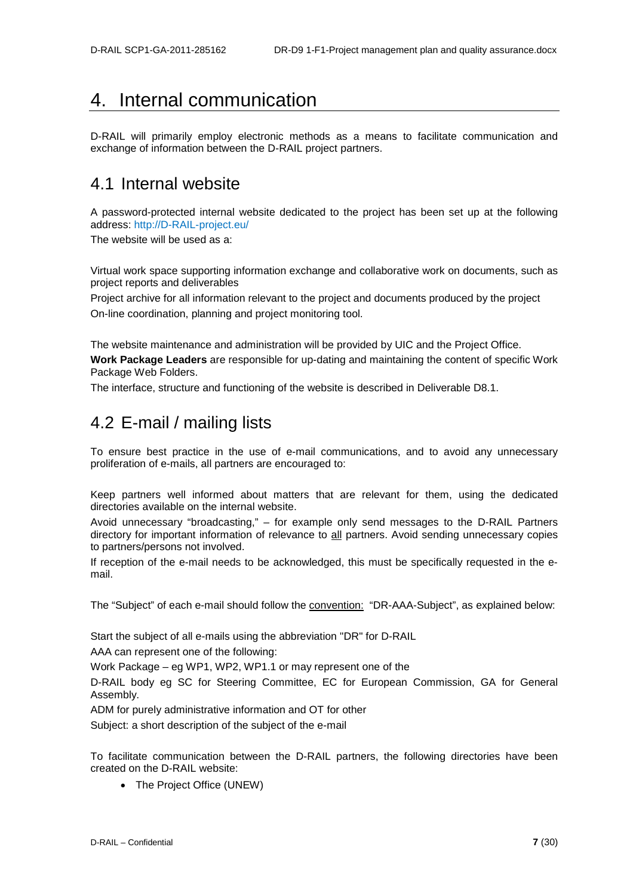# 4. Internal communication

D-RAIL will primarily employ electronic methods as a means to facilitate communication and exchange of information between the D-RAIL project partners.

## 4.1 Internal website

A password-protected internal website dedicated to the project has been set up at the following address: http://D-RAIL-project.eu/

The website will be used as a:

Virtual work space supporting information exchange and collaborative work on documents, such as project reports and deliverables

Project archive for all information relevant to the project and documents produced by the project

On-line coordination, planning and project monitoring tool.

The website maintenance and administration will be provided by UIC and the Project Office.

**Work Package Leaders** are responsible for up-dating and maintaining the content of specific Work Package Web Folders.

The interface, structure and functioning of the website is described in Deliverable D8.1.

## 4.2 E-mail / mailing lists

To ensure best practice in the use of e-mail communications, and to avoid any unnecessary proliferation of e-mails, all partners are encouraged to:

Keep partners well informed about matters that are relevant for them, using the dedicated directories available on the internal website.

Avoid unnecessary "broadcasting," – for example only send messages to the D-RAIL Partners directory for important information of relevance to <u>all</u> partners. Avoid sending unnecessary copies to partners/persons not involved.

If reception of the e-mail needs to be acknowledged, this must be specifically requested in the e-mail.

The "Subject" of each e-mail should follow the <u>convention:</u> "DR-AAA-Subject", as explained below:

Start the subject of all e-mails using the abbreviation "DR" for D-RAIL

AAA can represent one of the following:

Work Package – eg WP1, WP2, WP1.1 or may represent one of the

D-RAIL body eg SC for Steering Committee, EC for European Commission, GA for General Assembly.

ADM for purely administrative information and OT for other

Subject: a short description of the subject of the e-mail

To facilitate communication between the D-RAIL partners, the following directories have been created on the D-RAIL website:

- The Project Office (UNEW)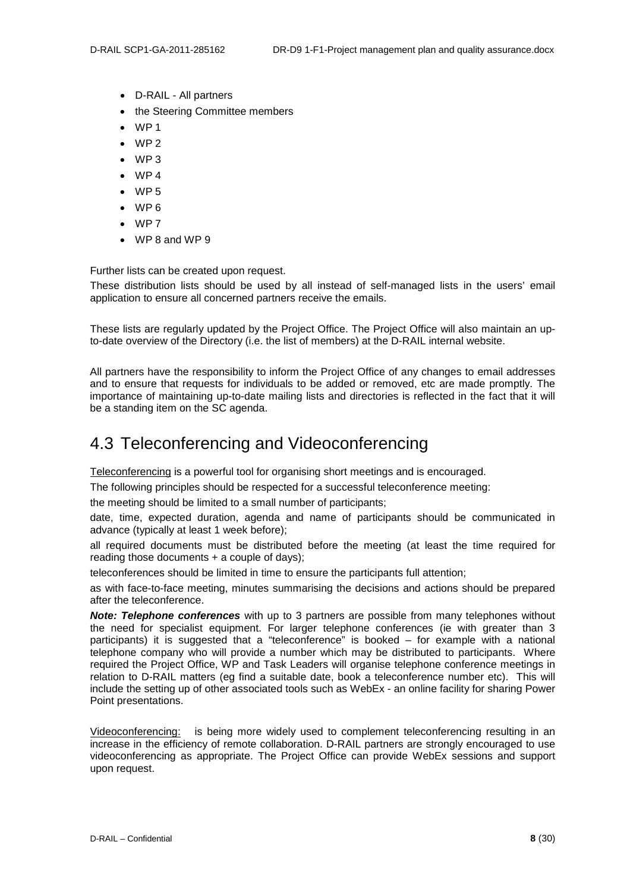- D-RAIL - All partners
- the Steering Committee members
- WP 1
- WP 2
- WP 3
- WP 4
- WP 5
- WP 6
- WP 7
- WP 8 and WP 9

Further lists can be created upon request.

These distribution lists should be used by all instead of self-managed lists in the users' email application to ensure all concerned partners receive the emails.

These lists are regularly updated by the Project Office. The Project Office will also maintain an up-to-date overview of the Directory (i.e. the list of members) at the D-RAIL internal website.

All partners have the responsibility to inform the Project Office of any changes to email addresses and to ensure that requests for individuals to be added or removed, etc are made promptly. The importance of maintaining up-to-date mailing lists and directories is reflected in the fact that it will be a standing item on the SC agenda.

## 4.3 Teleconferencing and Videoconferencing

Teleconferencing is a powerful tool for organising short meetings and is encouraged.

The following principles should be respected for a successful teleconference meeting:

the meeting should be limited to a small number of participants;

date, time, expected duration, agenda and name of participants should be communicated in advance (typically at least 1 week before);

all required documents must be distributed before the meeting (at least the time required for reading those documents + a couple of days);

teleconferences should be limited in time to ensure the participants full attention;

as with face-to-face meeting, minutes summarising the decisions and actions should be prepared after the teleconference.

***Note: Telephone conferences*** with up to 3 partners are possible from many telephones without the need for specialist equipment. For larger telephone conferences (ie with greater than 3 participants) it is suggested that a "teleconference" is booked – for example with a national telephone company who will provide a number which may be distributed to participants. Where required the Project Office, WP and Task Leaders will organise telephone conference meetings in relation to D-RAIL matters (eg find a suitable date, book a teleconference number etc). This will include the setting up of other associated tools such as WebEx - an online facility for sharing Power Point presentations.

Videoconferencing: is being more widely used to complement teleconferencing resulting in an increase in the efficiency of remote collaboration. D-RAIL partners are strongly encouraged to use videoconferencing as appropriate. The Project Office can provide WebEx sessions and support upon request.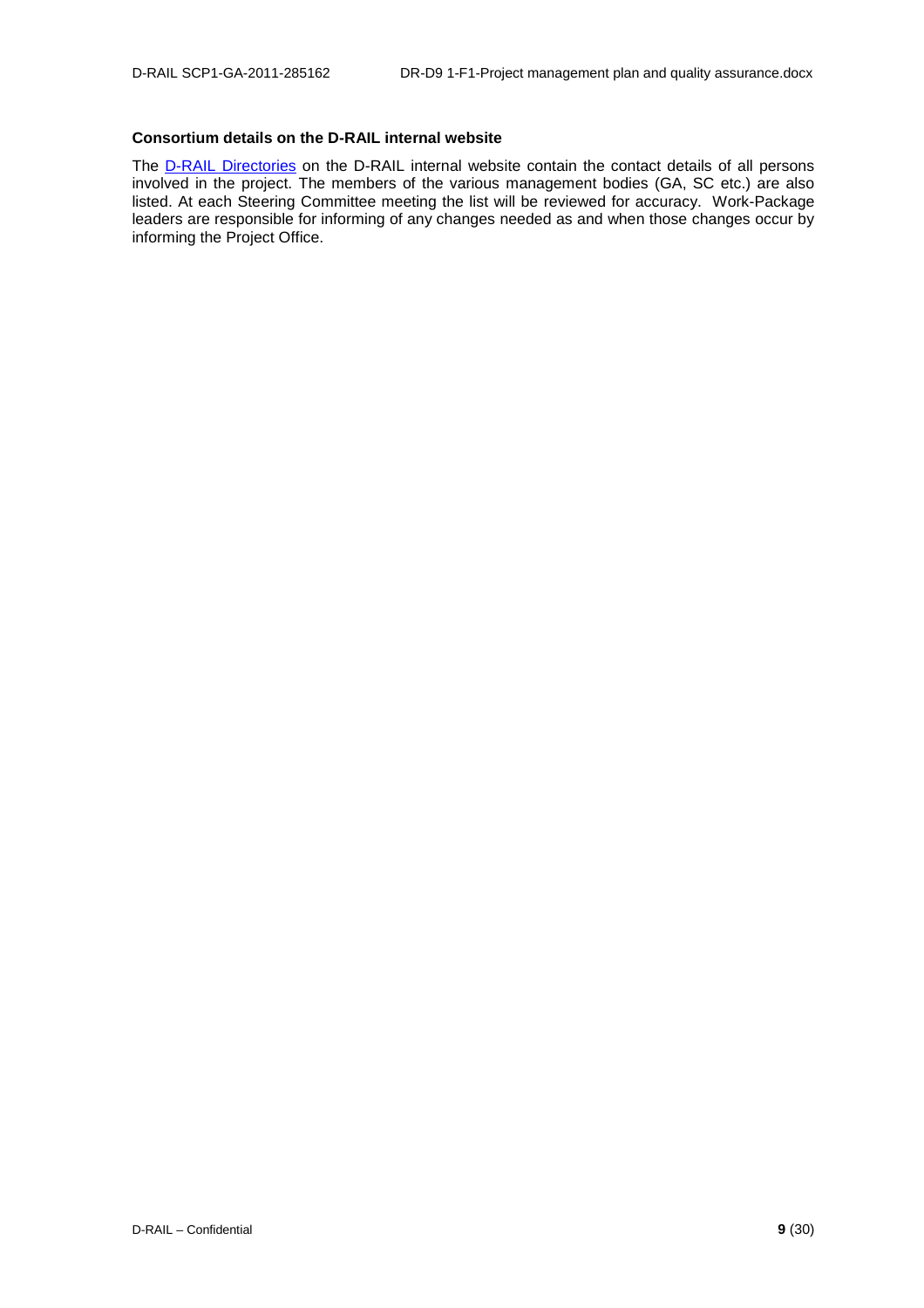**Consortium details on the D-RAIL internal website**

The D-RAIL Directories on the D-RAIL internal website contain the contact details of all persons involved in the project. The members of the various management bodies (GA, SC etc.) are also listed. At each Steering Committee meeting the list will be reviewed for accuracy. Work-Package leaders are responsible for informing of any changes needed as and when those changes occur by informing the Project Office.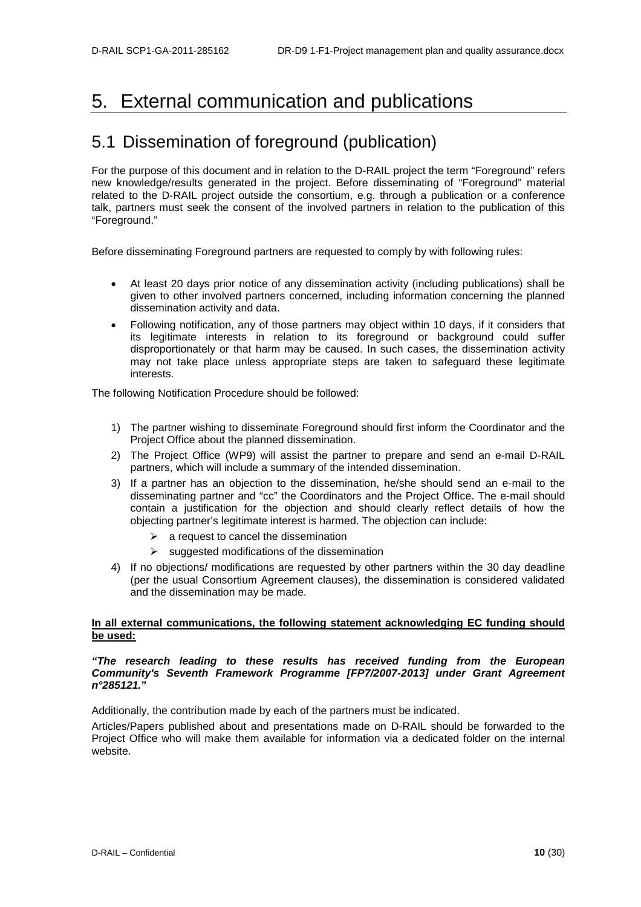# 5. External communication and publications

## 5.1 Dissemination of foreground (publication)

For the purpose of this document and in relation to the D-RAIL project the term "Foreground" refers new knowledge/results generated in the project. Before disseminating of "Foreground" material related to the D-RAIL project outside the consortium, e.g. through a publication or a conference talk, partners must seek the consent of the involved partners in relation to the publication of this "Foreground."

Before disseminating Foreground partners are requested to comply by with following rules:

- At least 20 days prior notice of any dissemination activity (including publications) shall be given to other involved partners concerned, including information concerning the planned dissemination activity and data.
- Following notification, any of those partners may object within 10 days, if it considers that its legitimate interests in relation to its foreground or background could suffer disproportionately or that harm may be caused. In such cases, the dissemination activity may not take place unless appropriate steps are taken to safeguard these legitimate interests.

The following Notification Procedure should be followed:

1) The partner wishing to disseminate Foreground should first inform the Coordinator and the Project Office about the planned dissemination.
2) The Project Office (WP9) will assist the partner to prepare and send an e-mail D-RAIL partners, which will include a summary of the intended dissemination.
3) If a partner has an objection to the dissemination, he/she should send an e-mail to the disseminating partner and "cc" the Coordinators and the Project Office. The e-mail should contain a justification for the objection and should clearly reflect details of how the objecting partner's legitimate interest is harmed. The objection can include:
   - a request to cancel the dissemination
   - suggested modifications of the dissemination
4) If no objections/ modifications are requested by other partners within the 30 day deadline (per the usual Consortium Agreement clauses), the dissemination is considered validated and the dissemination may be made.

**In all external communications, the following statement acknowledging EC funding should be used:**

***"The research leading to these results has received funding from the European Community's Seventh Framework Programme [FP7/2007-2013] under Grant Agreement n°285121."***

Additionally, the contribution made by each of the partners must be indicated.

Articles/Papers published about and presentations made on D-RAIL should be forwarded to the Project Office who will make them available for information via a dedicated folder on the internal website.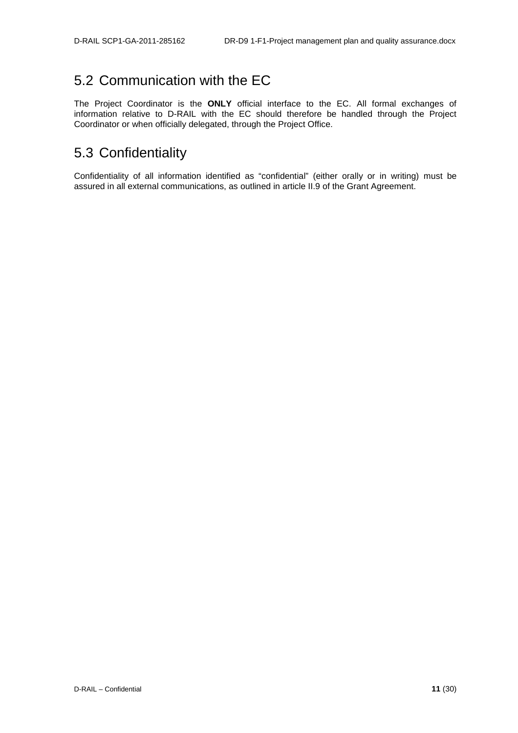## 5.2 Communication with the EC

The Project Coordinator is the **ONLY** official interface to the EC. All formal exchanges of information relative to D-RAIL with the EC should therefore be handled through the Project Coordinator or when officially delegated, through the Project Office.

## 5.3 Confidentiality

Confidentiality of all information identified as “confidential” (either orally or in writing) must be assured in all external communications, as outlined in article II.9 of the Grant Agreement.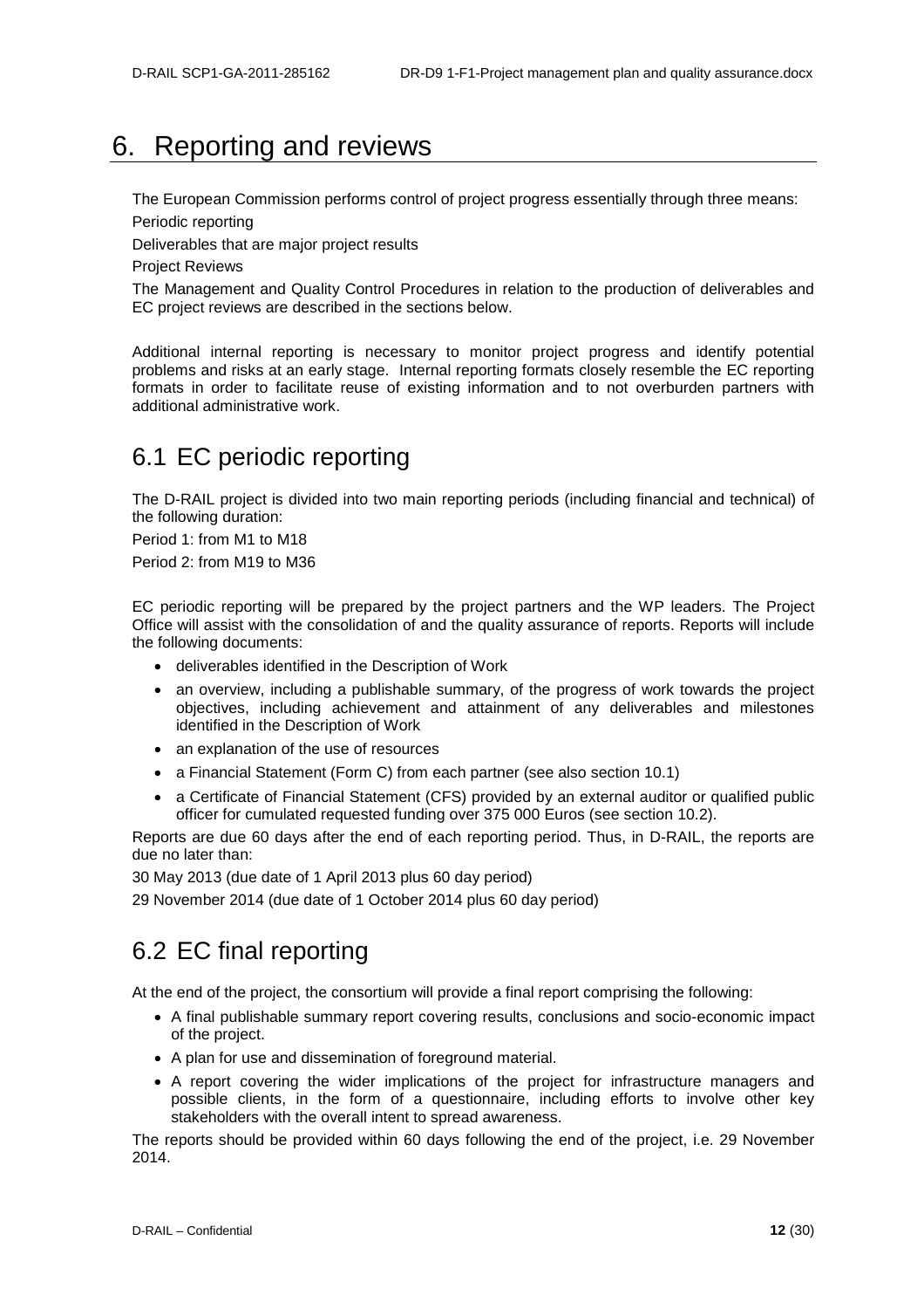# 6. Reporting and reviews

The European Commission performs control of project progress essentially through three means:

Periodic reporting

Deliverables that are major project results

Project Reviews

The Management and Quality Control Procedures in relation to the production of deliverables and EC project reviews are described in the sections below.

Additional internal reporting is necessary to monitor project progress and identify potential problems and risks at an early stage. Internal reporting formats closely resemble the EC reporting formats in order to facilitate reuse of existing information and to not overburden partners with additional administrative work.

## 6.1 EC periodic reporting

The D-RAIL project is divided into two main reporting periods (including financial and technical) of the following duration:

Period 1: from M1 to M18

Period 2: from M19 to M36

EC periodic reporting will be prepared by the project partners and the WP leaders. The Project Office will assist with the consolidation of and the quality assurance of reports. Reports will include the following documents:

- deliverables identified in the Description of Work
- an overview, including a publishable summary, of the progress of work towards the project objectives, including achievement and attainment of any deliverables and milestones identified in the Description of Work
- an explanation of the use of resources
- a Financial Statement (Form C) from each partner (see also section 10.1)
- a Certificate of Financial Statement (CFS) provided by an external auditor or qualified public officer for cumulated requested funding over 375 000 Euros (see section 10.2).

Reports are due 60 days after the end of each reporting period. Thus, in D-RAIL, the reports are due no later than:

30 May 2013 (due date of 1 April 2013 plus 60 day period)

29 November 2014 (due date of 1 October 2014 plus 60 day period)

## 6.2 EC final reporting

At the end of the project, the consortium will provide a final report comprising the following:

- A final publishable summary report covering results, conclusions and socio-economic impact of the project.
- A plan for use and dissemination of foreground material.
- A report covering the wider implications of the project for infrastructure managers and possible clients, in the form of a questionnaire, including efforts to involve other key stakeholders with the overall intent to spread awareness.

The reports should be provided within 60 days following the end of the project, i.e. 29 November 2014.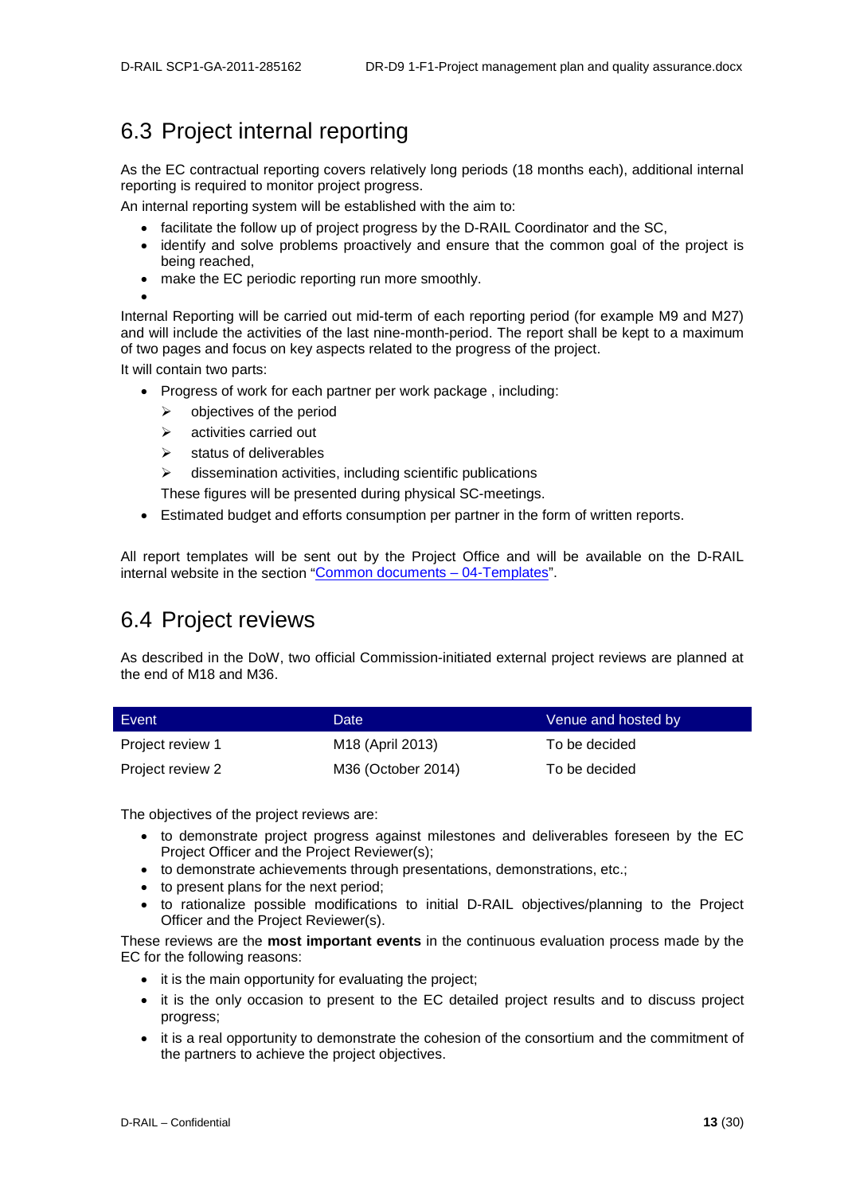## 6.3 Project internal reporting

As the EC contractual reporting covers relatively long periods (18 months each), additional internal reporting is required to monitor project progress.

An internal reporting system will be established with the aim to:

- facilitate the follow up of project progress by the D-RAIL Coordinator and the SC,
- identify and solve problems proactively and ensure that the common goal of the project is being reached,
- make the EC periodic reporting run more smoothly.
- 

Internal Reporting will be carried out mid-term of each reporting period (for example M9 and M27) and will include the activities of the last nine-month-period. The report shall be kept to a maximum of two pages and focus on key aspects related to the progress of the project.

It will contain two parts:

- Progress of work for each partner per work package , including:
  - objectives of the period
  - activities carried out
  - status of deliverables
  - dissemination activities, including scientific publications

  These figures will be presented during physical SC-meetings.
- Estimated budget and efforts consumption per partner in the form of written reports.

All report templates will be sent out by the Project Office and will be available on the D-RAIL internal website in the section "Common documents – 04-Templates".

## 6.4 Project reviews

As described in the DoW, two official Commission-initiated external project reviews are planned at the end of M18 and M36.

| Event | Date | Venue and hosted by |
|---|---|---|
| Project review 1 | M18 (April 2013) | To be decided |
| Project review 2 | M36 (October 2014) | To be decided |

The objectives of the project reviews are:

- to demonstrate project progress against milestones and deliverables foreseen by the EC Project Officer and the Project Reviewer(s);
- to demonstrate achievements through presentations, demonstrations, etc.;
- to present plans for the next period;
- to rationalize possible modifications to initial D-RAIL objectives/planning to the Project Officer and the Project Reviewer(s).

These reviews are the **most important events** in the continuous evaluation process made by the EC for the following reasons:

- it is the main opportunity for evaluating the project;
- it is the only occasion to present to the EC detailed project results and to discuss project progress;
- it is a real opportunity to demonstrate the cohesion of the consortium and the commitment of the partners to achieve the project objectives.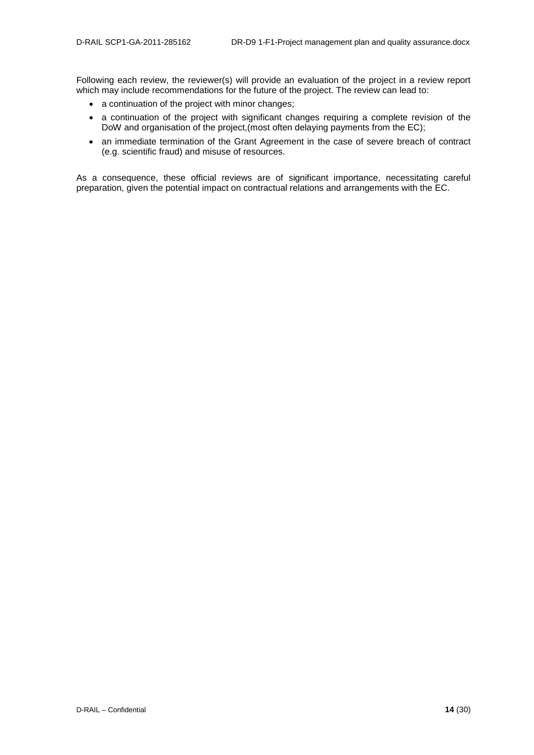Following each review, the reviewer(s) will provide an evaluation of the project in a review report which may include recommendations for the future of the project. The review can lead to:

- a continuation of the project with minor changes;
- a continuation of the project with significant changes requiring a complete revision of the DoW and organisation of the project,(most often delaying payments from the EC);
- an immediate termination of the Grant Agreement in the case of severe breach of contract (e.g. scientific fraud) and misuse of resources.

As a consequence, these official reviews are of significant importance, necessitating careful preparation, given the potential impact on contractual relations and arrangements with the EC.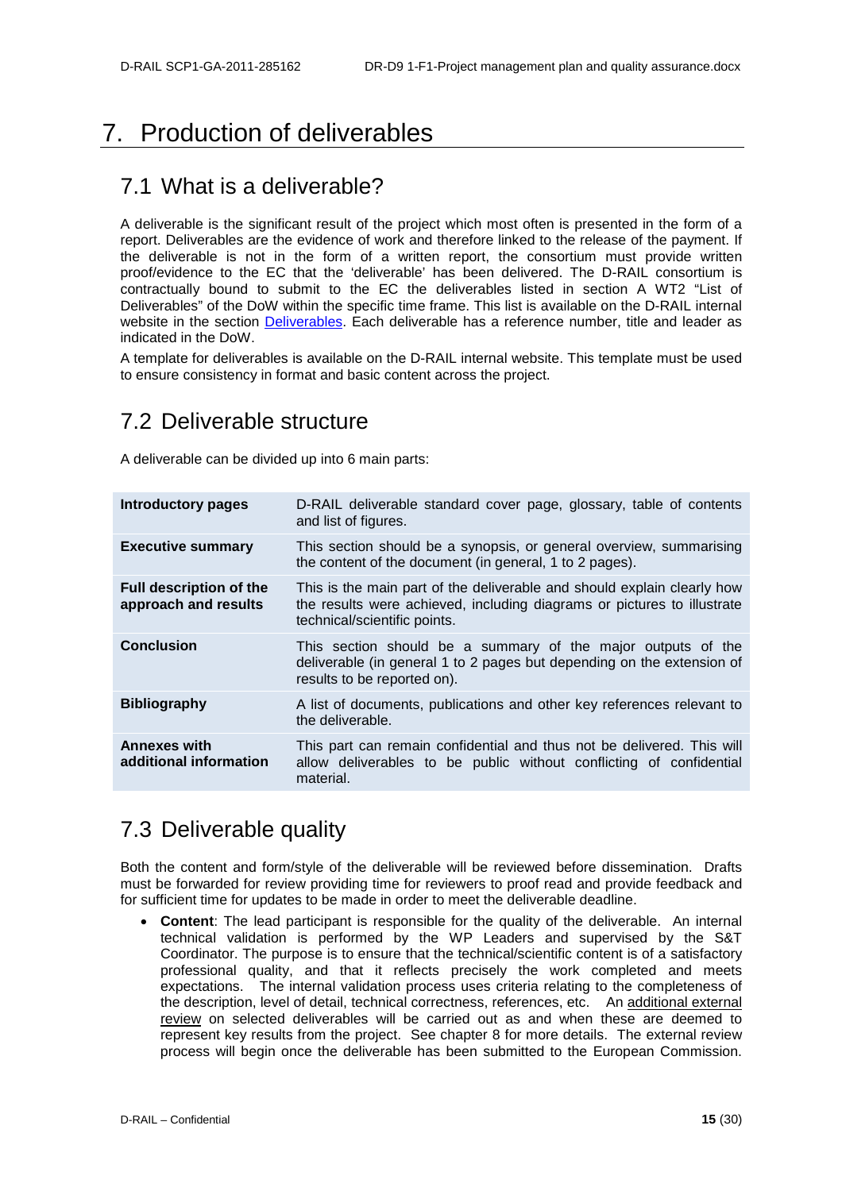# 7. Production of deliverables

## 7.1 What is a deliverable?

A deliverable is the significant result of the project which most often is presented in the form of a report. Deliverables are the evidence of work and therefore linked to the release of the payment. If the deliverable is not in the form of a written report, the consortium must provide written proof/evidence to the EC that the 'deliverable' has been delivered. The D-RAIL consortium is contractually bound to submit to the EC the deliverables listed in section A WT2 "List of Deliverables" of the DoW within the specific time frame. This list is available on the D-RAIL internal website in the section Deliverables. Each deliverable has a reference number, title and leader as indicated in the DoW.

A template for deliverables is available on the D-RAIL internal website. This template must be used to ensure consistency in format and basic content across the project.

## 7.2 Deliverable structure

A deliverable can be divided up into 6 main parts:

| | |
|---|---|
| **Introductory pages** | D-RAIL deliverable standard cover page, glossary, table of contents and list of figures. |
| **Executive summary** | This section should be a synopsis, or general overview, summarising the content of the document (in general, 1 to 2 pages). |
| **Full description of the approach and results** | This is the main part of the deliverable and should explain clearly how the results were achieved, including diagrams or pictures to illustrate technical/scientific points. |
| **Conclusion** | This section should be a summary of the major outputs of the deliverable (in general 1 to 2 pages but depending on the extension of results to be reported on). |
| **Bibliography** | A list of documents, publications and other key references relevant to the deliverable. |
| **Annexes with additional information** | This part can remain confidential and thus not be delivered. This will allow deliverables to be public without conflicting of confidential material. |

## 7.3 Deliverable quality

Both the content and form/style of the deliverable will be reviewed before dissemination. Drafts must be forwarded for review providing time for reviewers to proof read and provide feedback and for sufficient time for updates to be made in order to meet the deliverable deadline.

- **Content**: The lead participant is responsible for the quality of the deliverable. An internal technical validation is performed by the WP Leaders and supervised by the S&T Coordinator. The purpose is to ensure that the technical/scientific content is of a satisfactory professional quality, and that it reflects precisely the work completed and meets expectations. The internal validation process uses criteria relating to the completeness of the description, level of detail, technical correctness, references, etc. An additional external review on selected deliverables will be carried out as and when these are deemed to represent key results from the project. See chapter 8 for more details. The external review process will begin once the deliverable has been submitted to the European Commission.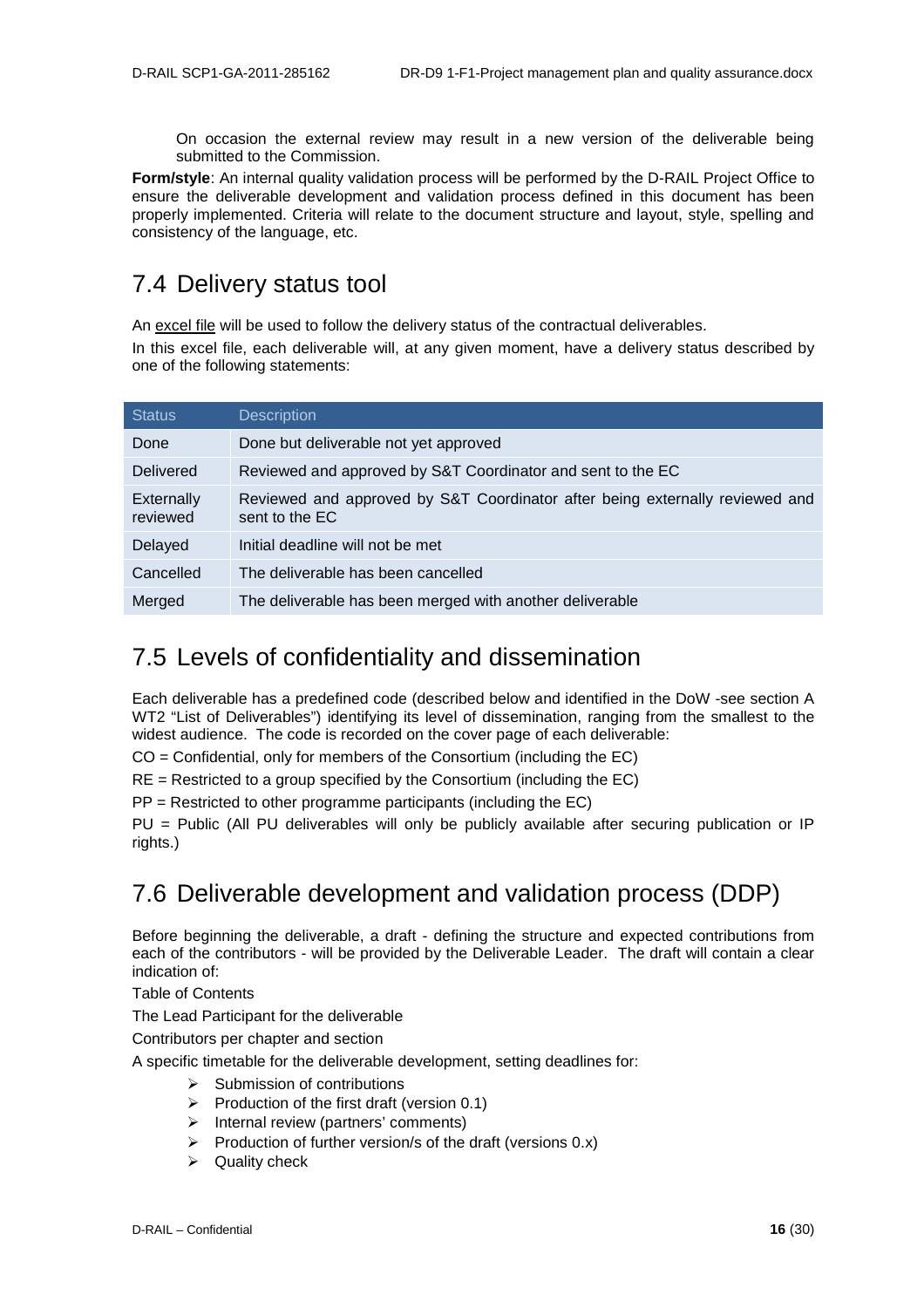On occasion the external review may result in a new version of the deliverable being submitted to the Commission.

**Form/style**: An internal quality validation process will be performed by the D-RAIL Project Office to ensure the deliverable development and validation process defined in this document has been properly implemented. Criteria will relate to the document structure and layout, style, spelling and consistency of the language, etc.

## 7.4 Delivery status tool

An excel file will be used to follow the delivery status of the contractual deliverables.

In this excel file, each deliverable will, at any given moment, have a delivery status described by one of the following statements:

| Status | Description |
|---|---|
| Done | Done but deliverable not yet approved |
| Delivered | Reviewed and approved by S&T Coordinator and sent to the EC |
| Externally reviewed | Reviewed and approved by S&T Coordinator after being externally reviewed and sent to the EC |
| Delayed | Initial deadline will not be met |
| Cancelled | The deliverable has been cancelled |
| Merged | The deliverable has been merged with another deliverable |

## 7.5 Levels of confidentiality and dissemination

Each deliverable has a predefined code (described below and identified in the DoW -see section A WT2 "List of Deliverables") identifying its level of dissemination, ranging from the smallest to the widest audience. The code is recorded on the cover page of each deliverable:

CO = Confidential, only for members of the Consortium (including the EC)

RE = Restricted to a group specified by the Consortium (including the EC)

PP = Restricted to other programme participants (including the EC)

PU = Public (All PU deliverables will only be publicly available after securing publication or IP rights.)

## 7.6 Deliverable development and validation process (DDP)

Before beginning the deliverable, a draft - defining the structure and expected contributions from each of the contributors - will be provided by the Deliverable Leader. The draft will contain a clear indication of:

Table of Contents

The Lead Participant for the deliverable

Contributors per chapter and section

A specific timetable for the deliverable development, setting deadlines for:

- Submission of contributions
- Production of the first draft (version 0.1)
- Internal review (partners' comments)
- Production of further version/s of the draft (versions 0.x)
- Quality check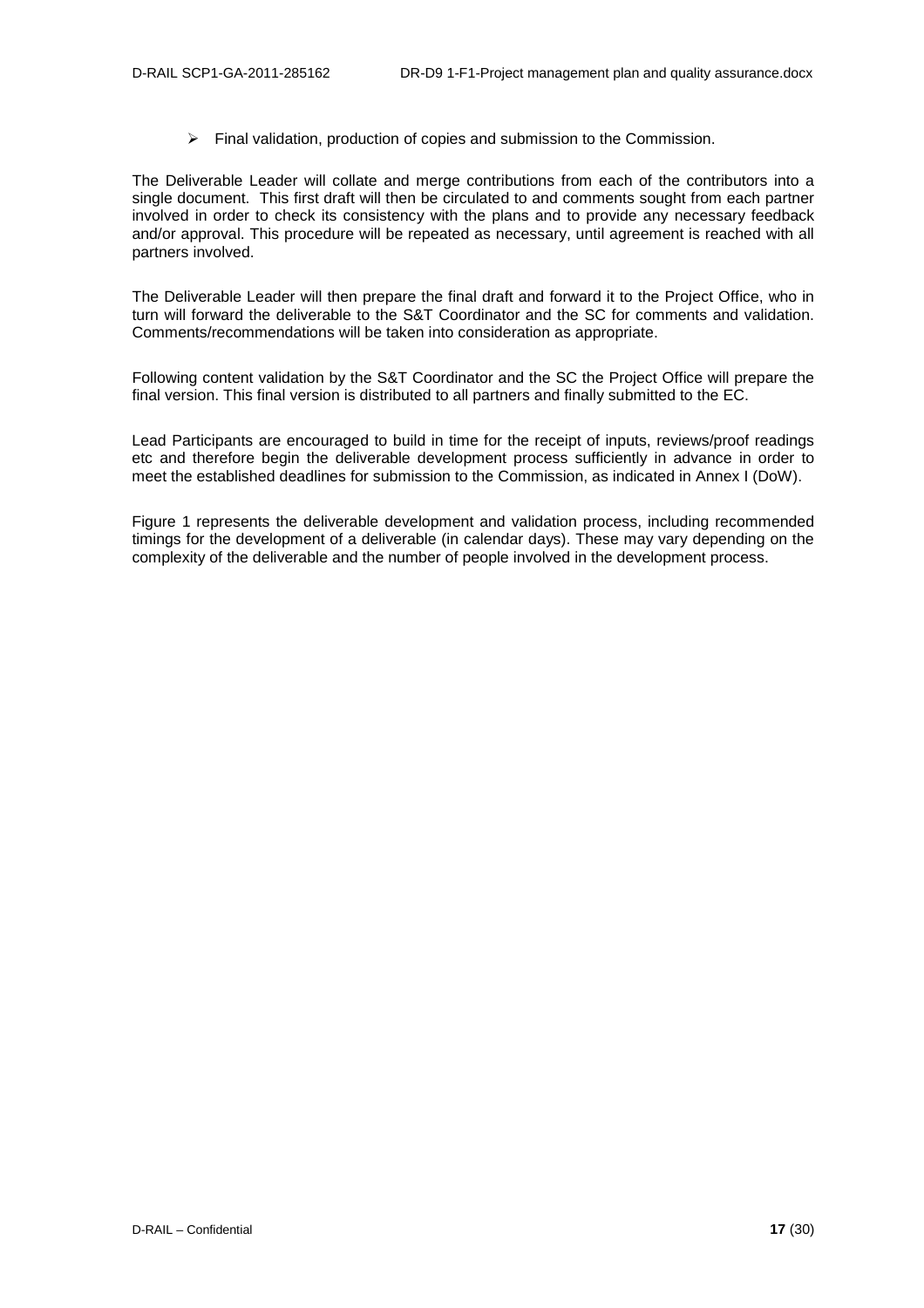- Final validation, production of copies and submission to the Commission.

The Deliverable Leader will collate and merge contributions from each of the contributors into a single document. This first draft will then be circulated to and comments sought from each partner involved in order to check its consistency with the plans and to provide any necessary feedback and/or approval. This procedure will be repeated as necessary, until agreement is reached with all partners involved.

The Deliverable Leader will then prepare the final draft and forward it to the Project Office, who in turn will forward the deliverable to the S&T Coordinator and the SC for comments and validation. Comments/recommendations will be taken into consideration as appropriate.

Following content validation by the S&T Coordinator and the SC the Project Office will prepare the final version. This final version is distributed to all partners and finally submitted to the EC.

Lead Participants are encouraged to build in time for the receipt of inputs, reviews/proof readings etc and therefore begin the deliverable development process sufficiently in advance in order to meet the established deadlines for submission to the Commission, as indicated in Annex I (DoW).

Figure 1 represents the deliverable development and validation process, including recommended timings for the development of a deliverable (in calendar days). These may vary depending on the complexity of the deliverable and the number of people involved in the development process.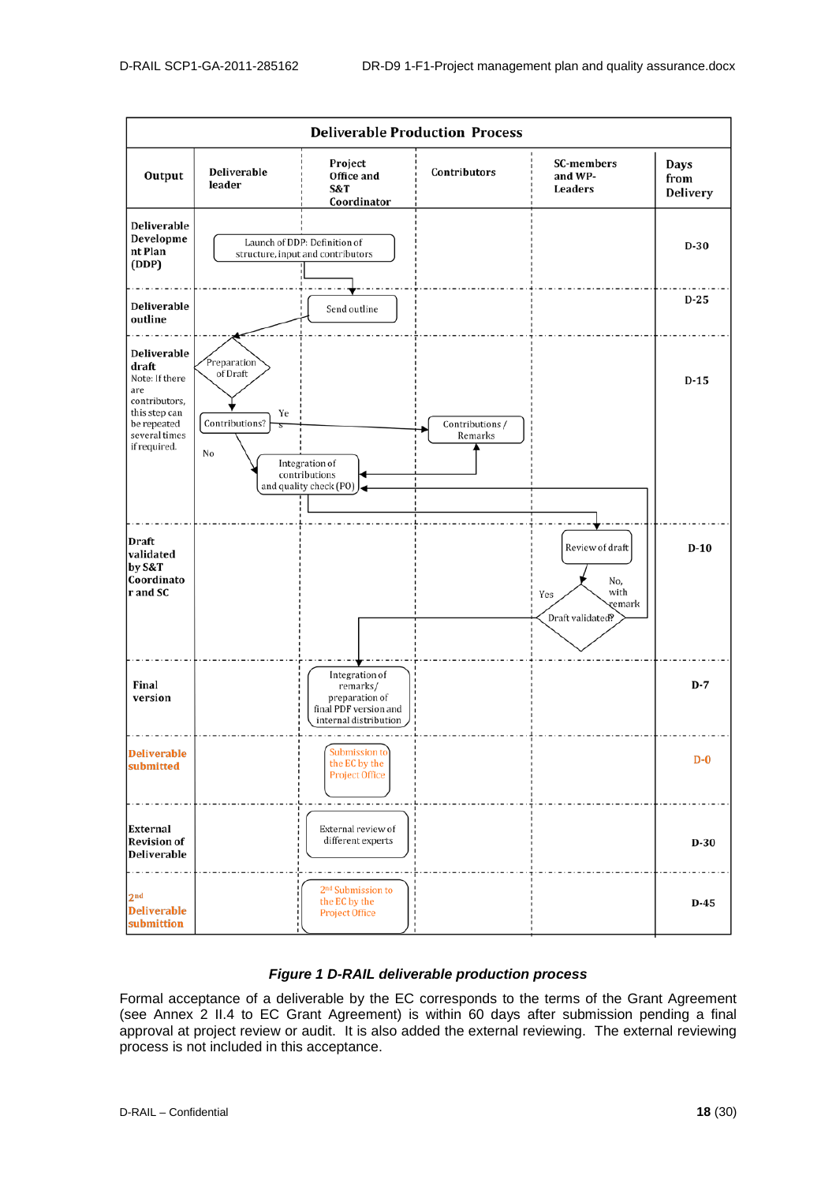**Deliverable Production Process**

| Output | Deliverable leader | Project Office and S&T Coordinator | Contributors | SC-members and WP-Leaders | Days from Delivery |
|---|---|---|---|---|---|
| Deliverable Development Plan (DDP) | Launch of DDP: Definition of structure, input and contributors | | | | D-30 |
| Deliverable outline | | Send outline | | | D-25 |
| Deliverable draft<br>Note: If there are contributors, this step can be repeated several times if required. | Preparation of Draft<br>Contributions? Yes / No<br>Integration of contributions and quality check (PO) | | Contributions / Remarks | | D-15 |
| Draft validated by S&T Coordinator and SC | | | | Review of draft<br>Draft validated? Yes / No, with remark | D-10 |
| Final version | | Integration of remarks / preparation of final PDF version and internal distribution | | | D-7 |
| Deliverable submitted | | Submission to the EC by the Project Office | | | D-0 |
| External Revision of Deliverable | | External review of different experts | | | D-30 |
| 2nd Deliverable submittion | | 2nd Submission to the EC by the Project Office | | | D-45 |

***Figure 1 D-RAIL deliverable production process***

Formal acceptance of a deliverable by the EC corresponds to the terms of the Grant Agreement (see Annex 2 II.4 to EC Grant Agreement) is within 60 days after submission pending a final approval at project review or audit. It is also added the external reviewing. The external reviewing process is not included in this acceptance.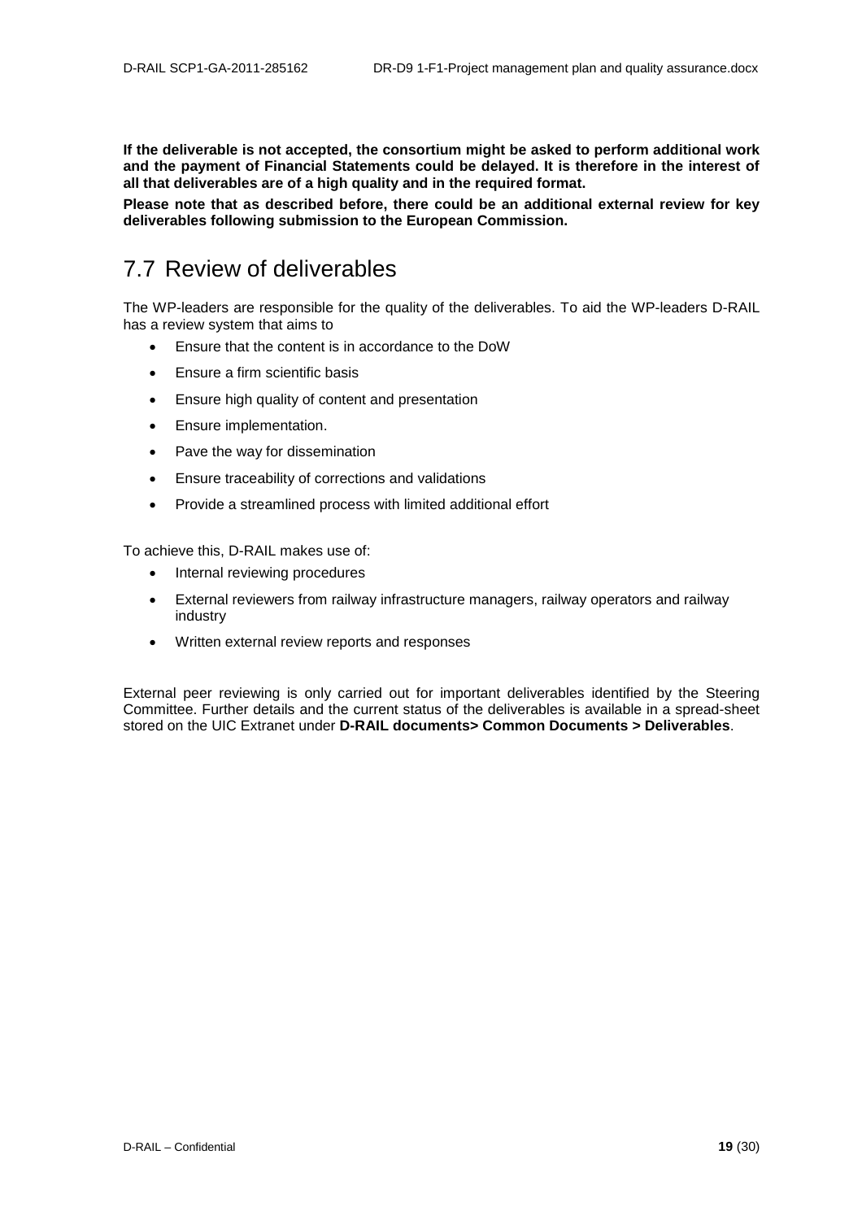**If the deliverable is not accepted, the consortium might be asked to perform additional work and the payment of Financial Statements could be delayed. It is therefore in the interest of all that deliverables are of a high quality and in the required format.**

**Please note that as described before, there could be an additional external review for key deliverables following submission to the European Commission.**

## 7.7 Review of deliverables

The WP-leaders are responsible for the quality of the deliverables. To aid the WP-leaders D-RAIL has a review system that aims to

- Ensure that the content is in accordance to the DoW
- Ensure a firm scientific basis
- Ensure high quality of content and presentation
- Ensure implementation.
- Pave the way for dissemination
- Ensure traceability of corrections and validations
- Provide a streamlined process with limited additional effort

To achieve this, D-RAIL makes use of:

- Internal reviewing procedures
- External reviewers from railway infrastructure managers, railway operators and railway industry
- Written external review reports and responses

External peer reviewing is only carried out for important deliverables identified by the Steering Committee. Further details and the current status of the deliverables is available in a spread-sheet stored on the UIC Extranet under **D-RAIL documents> Common Documents > Deliverables**.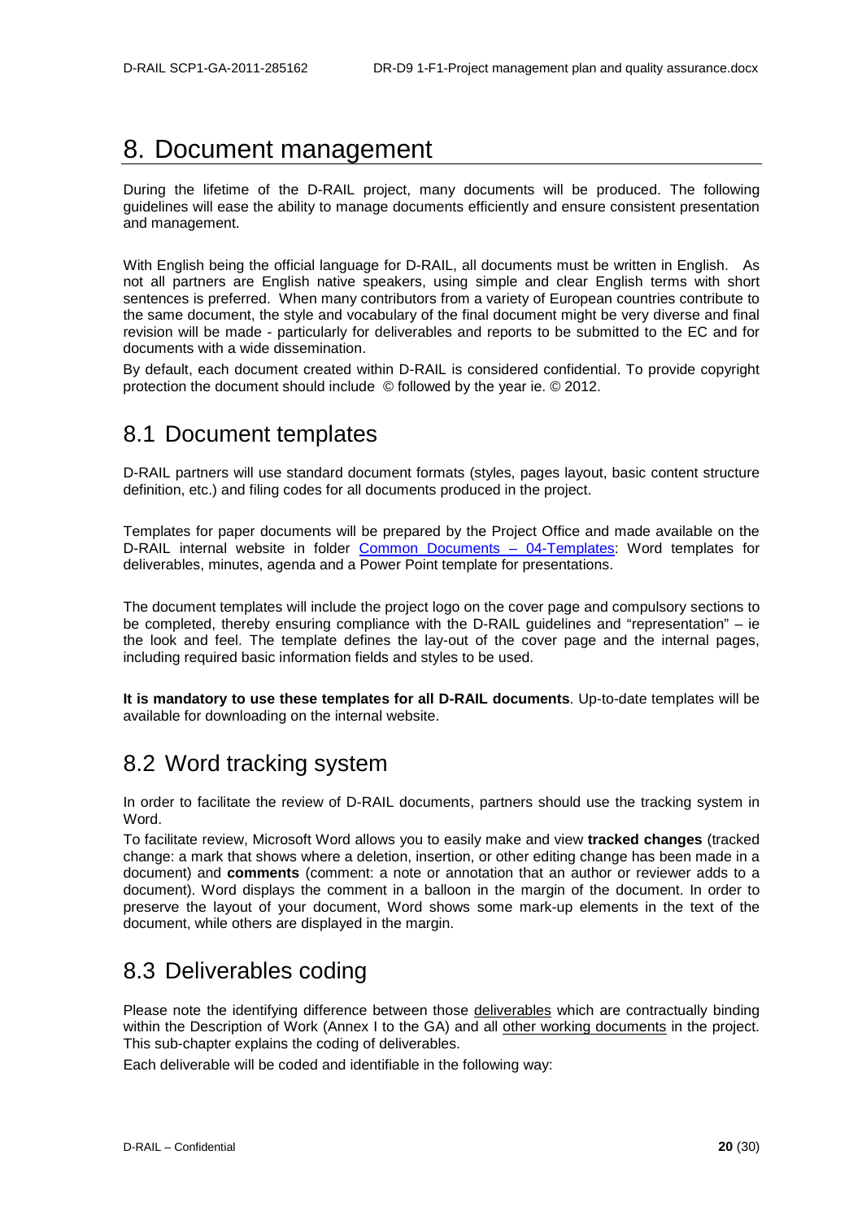# 8. Document management

During the lifetime of the D-RAIL project, many documents will be produced. The following guidelines will ease the ability to manage documents efficiently and ensure consistent presentation and management.

With English being the official language for D-RAIL, all documents must be written in English. As not all partners are English native speakers, using simple and clear English terms with short sentences is preferred. When many contributors from a variety of European countries contribute to the same document, the style and vocabulary of the final document might be very diverse and final revision will be made - particularly for deliverables and reports to be submitted to the EC and for documents with a wide dissemination.

By default, each document created within D-RAIL is considered confidential. To provide copyright protection the document should include © followed by the year ie. © 2012.

## 8.1 Document templates

D-RAIL partners will use standard document formats (styles, pages layout, basic content structure definition, etc.) and filing codes for all documents produced in the project.

Templates for paper documents will be prepared by the Project Office and made available on the D-RAIL internal website in folder Common Documents – 04-Templates: Word templates for deliverables, minutes, agenda and a Power Point template for presentations.

The document templates will include the project logo on the cover page and compulsory sections to be completed, thereby ensuring compliance with the D-RAIL guidelines and "representation" – ie the look and feel. The template defines the lay-out of the cover page and the internal pages, including required basic information fields and styles to be used.

**It is mandatory to use these templates for all D-RAIL documents**. Up-to-date templates will be available for downloading on the internal website.

## 8.2 Word tracking system

In order to facilitate the review of D-RAIL documents, partners should use the tracking system in Word.

To facilitate review, Microsoft Word allows you to easily make and view **tracked changes** (tracked change: a mark that shows where a deletion, insertion, or other editing change has been made in a document) and **comments** (comment: a note or annotation that an author or reviewer adds to a document). Word displays the comment in a balloon in the margin of the document. In order to preserve the layout of your document, Word shows some mark-up elements in the text of the document, while others are displayed in the margin.

## 8.3 Deliverables coding

Please note the identifying difference between those deliverables which are contractually binding within the Description of Work (Annex I to the GA) and all other working documents in the project. This sub-chapter explains the coding of deliverables.

Each deliverable will be coded and identifiable in the following way: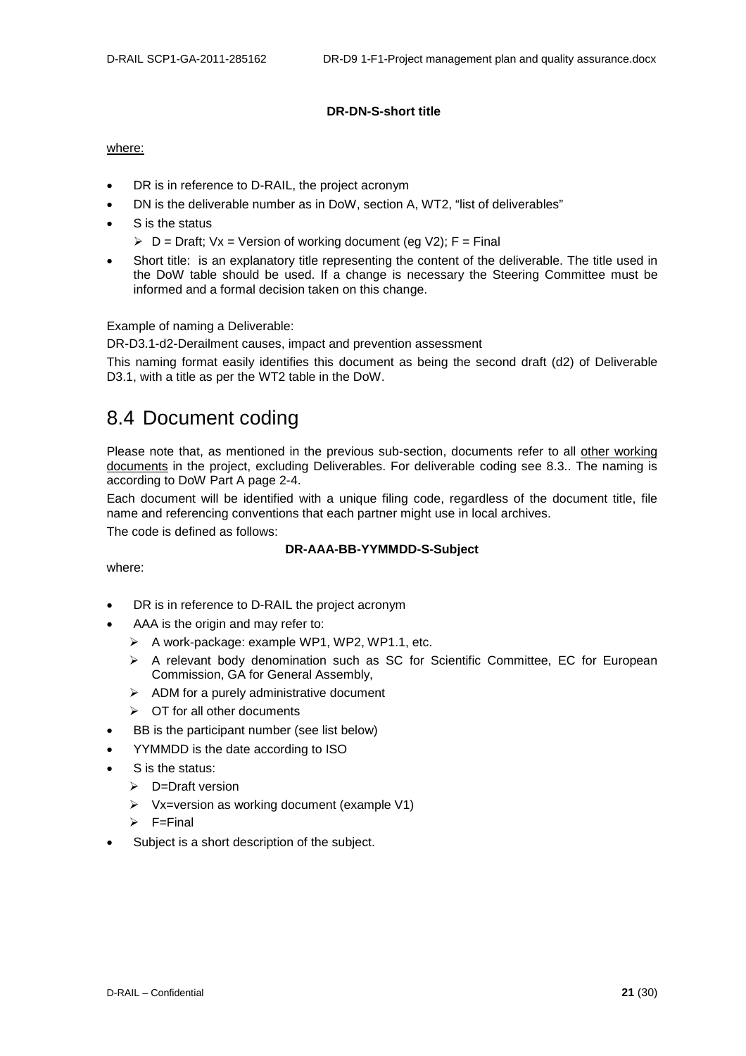**DR-DN-S-short title**

where:

- DR is in reference to D-RAIL, the project acronym
- DN is the deliverable number as in DoW, section A, WT2, "list of deliverables"
- S is the status
  - D = Draft; Vx = Version of working document (eg V2); F = Final
- Short title: is an explanatory title representing the content of the deliverable. The title used in the DoW table should be used. If a change is necessary the Steering Committee must be informed and a formal decision taken on this change.

Example of naming a Deliverable:

DR-D3.1-d2-Derailment causes, impact and prevention assessment

This naming format easily identifies this document as being the second draft (d2) of Deliverable D3.1, with a title as per the WT2 table in the DoW.

## 8.4 Document coding

Please note that, as mentioned in the previous sub-section, documents refer to all other working documents in the project, excluding Deliverables. For deliverable coding see 8.3.. The naming is according to DoW Part A page 2-4.

Each document will be identified with a unique filing code, regardless of the document title, file name and referencing conventions that each partner might use in local archives.

The code is defined as follows:

**DR-AAA-BB-YYMMDD-S-Subject**

where:

- DR is in reference to D-RAIL the project acronym
- AAA is the origin and may refer to:
  - A work-package: example WP1, WP2, WP1.1, etc.
  - A relevant body denomination such as SC for Scientific Committee, EC for European Commission, GA for General Assembly,
  - ADM for a purely administrative document
  - OT for all other documents
- BB is the participant number (see list below)
- YYMMDD is the date according to ISO
- S is the status:
  - D=Draft version
  - Vx=version as working document (example V1)
  - F=Final
- Subject is a short description of the subject.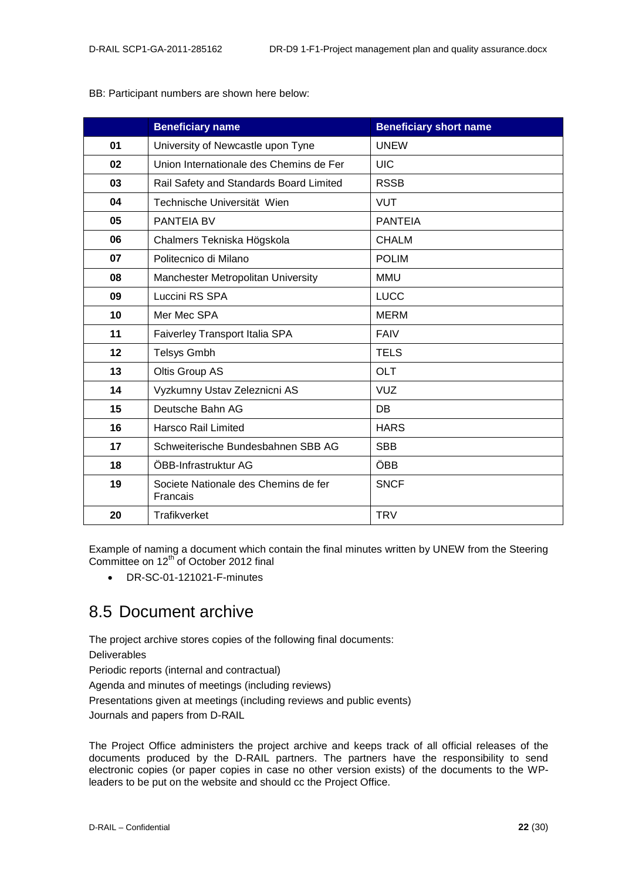BB: Participant numbers are shown here below:

| | Beneficiary name | Beneficiary short name |
|---|---|---|
| **01** | University of Newcastle upon Tyne | UNEW |
| **02** | Union Internationale des Chemins de Fer | UIC |
| **03** | Rail Safety and Standards Board Limited | RSSB |
| **04** | Technische Universität Wien | VUT |
| **05** | PANTEIA BV | PANTEIA |
| **06** | Chalmers Tekniska Högskola | CHALM |
| **07** | Politecnico di Milano | POLIM |
| **08** | Manchester Metropolitan University | MMU |
| **09** | Luccini RS SPA | LUCC |
| **10** | Mer Mec SPA | MERM |
| **11** | Faiverley Transport Italia SPA | FAIV |
| **12** | Telsys Gmbh | TELS |
| **13** | Oltis Group AS | OLT |
| **14** | Vyzkumny Ustav Zeleznicni AS | VUZ |
| **15** | Deutsche Bahn AG | DB |
| **16** | Harsco Rail Limited | HARS |
| **17** | Schweiterische Bundesbahnen SBB AG | SBB |
| **18** | ÖBB-Infrastruktur AG | ÖBB |
| **19** | Societe Nationale des Chemins de fer Francais | SNCF |
| **20** | Trafikverket | TRV |

Example of naming a document which contain the final minutes written by UNEW from the Steering Committee on 12th of October 2012 final

- DR-SC-01-121021-F-minutes

## 8.5 Document archive

The project archive stores copies of the following final documents:

Deliverables

Periodic reports (internal and contractual)

Agenda and minutes of meetings (including reviews)

Presentations given at meetings (including reviews and public events)

Journals and papers from D-RAIL

The Project Office administers the project archive and keeps track of all official releases of the documents produced by the D-RAIL partners. The partners have the responsibility to send electronic copies (or paper copies in case no other version exists) of the documents to the WP-leaders to be put on the website and should cc the Project Office.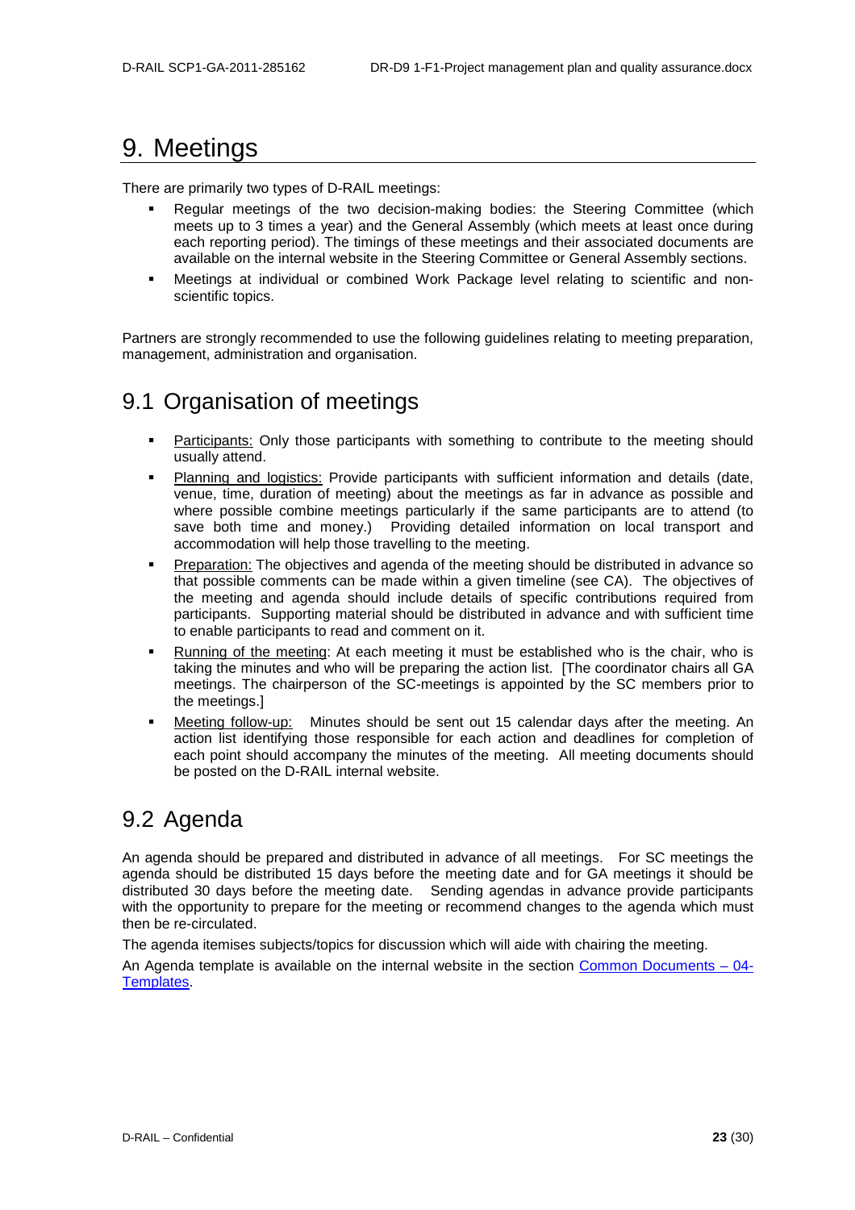# 9. Meetings

There are primarily two types of D-RAIL meetings:

- Regular meetings of the two decision-making bodies: the Steering Committee (which meets up to 3 times a year) and the General Assembly (which meets at least once during each reporting period). The timings of these meetings and their associated documents are available on the internal website in the Steering Committee or General Assembly sections.
- Meetings at individual or combined Work Package level relating to scientific and non-scientific topics.

Partners are strongly recommended to use the following guidelines relating to meeting preparation, management, administration and organisation.

## 9.1 Organisation of meetings

- Participants: Only those participants with something to contribute to the meeting should usually attend.
- Planning and logistics: Provide participants with sufficient information and details (date, venue, time, duration of meeting) about the meetings as far in advance as possible and where possible combine meetings particularly if the same participants are to attend (to save both time and money.) Providing detailed information on local transport and accommodation will help those travelling to the meeting.
- Preparation: The objectives and agenda of the meeting should be distributed in advance so that possible comments can be made within a given timeline (see CA). The objectives of the meeting and agenda should include details of specific contributions required from participants. Supporting material should be distributed in advance and with sufficient time to enable participants to read and comment on it.
- Running of the meeting: At each meeting it must be established who is the chair, who is taking the minutes and who will be preparing the action list. [The coordinator chairs all GA meetings. The chairperson of the SC-meetings is appointed by the SC members prior to the meetings.]
- Meeting follow-up: Minutes should be sent out 15 calendar days after the meeting. An action list identifying those responsible for each action and deadlines for completion of each point should accompany the minutes of the meeting. All meeting documents should be posted on the D-RAIL internal website.

## 9.2 Agenda

An agenda should be prepared and distributed in advance of all meetings. For SC meetings the agenda should be distributed 15 days before the meeting date and for GA meetings it should be distributed 30 days before the meeting date. Sending agendas in advance provide participants with the opportunity to prepare for the meeting or recommend changes to the agenda which must then be re-circulated.

The agenda itemises subjects/topics for discussion which will aide with chairing the meeting.

An Agenda template is available on the internal website in the section Common Documents – 04-Templates.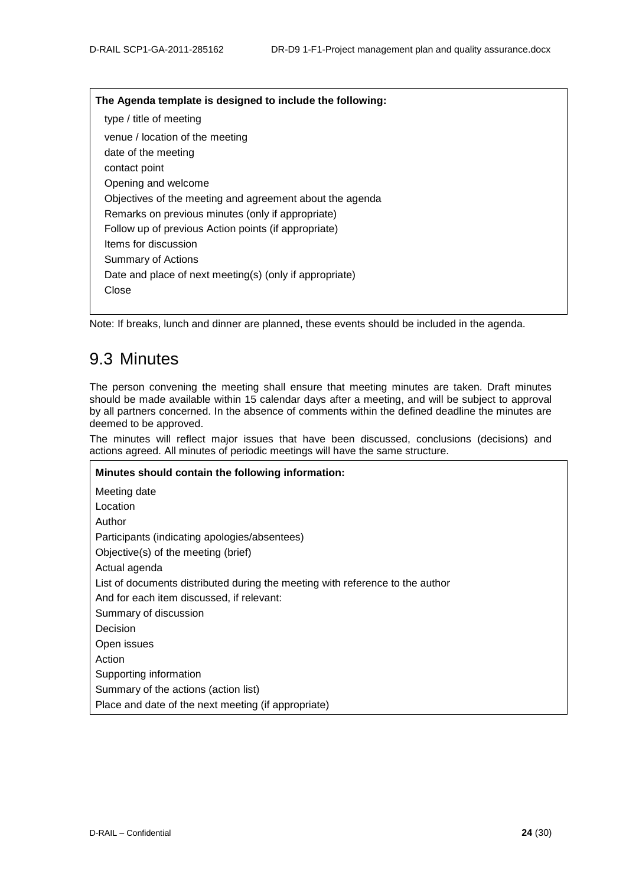**The Agenda template is designed to include the following:**

type / title of meeting

venue / location of the meeting

date of the meeting

contact point

Opening and welcome

Objectives of the meeting and agreement about the agenda

Remarks on previous minutes (only if appropriate)

Follow up of previous Action points (if appropriate)

Items for discussion

Summary of Actions

Date and place of next meeting(s) (only if appropriate)

Close

Note: If breaks, lunch and dinner are planned, these events should be included in the agenda.

## 9.3 Minutes

The person convening the meeting shall ensure that meeting minutes are taken. Draft minutes should be made available within 15 calendar days after a meeting, and will be subject to approval by all partners concerned. In the absence of comments within the defined deadline the minutes are deemed to be approved.

The minutes will reflect major issues that have been discussed, conclusions (decisions) and actions agreed. All minutes of periodic meetings will have the same structure.

**Minutes should contain the following information:**

Meeting date

Location

Author

Participants (indicating apologies/absentees)

Objective(s) of the meeting (brief)

Actual agenda

List of documents distributed during the meeting with reference to the author

And for each item discussed, if relevant:

Summary of discussion

Decision

Open issues

Action

Supporting information

Summary of the actions (action list)

Place and date of the next meeting (if appropriate)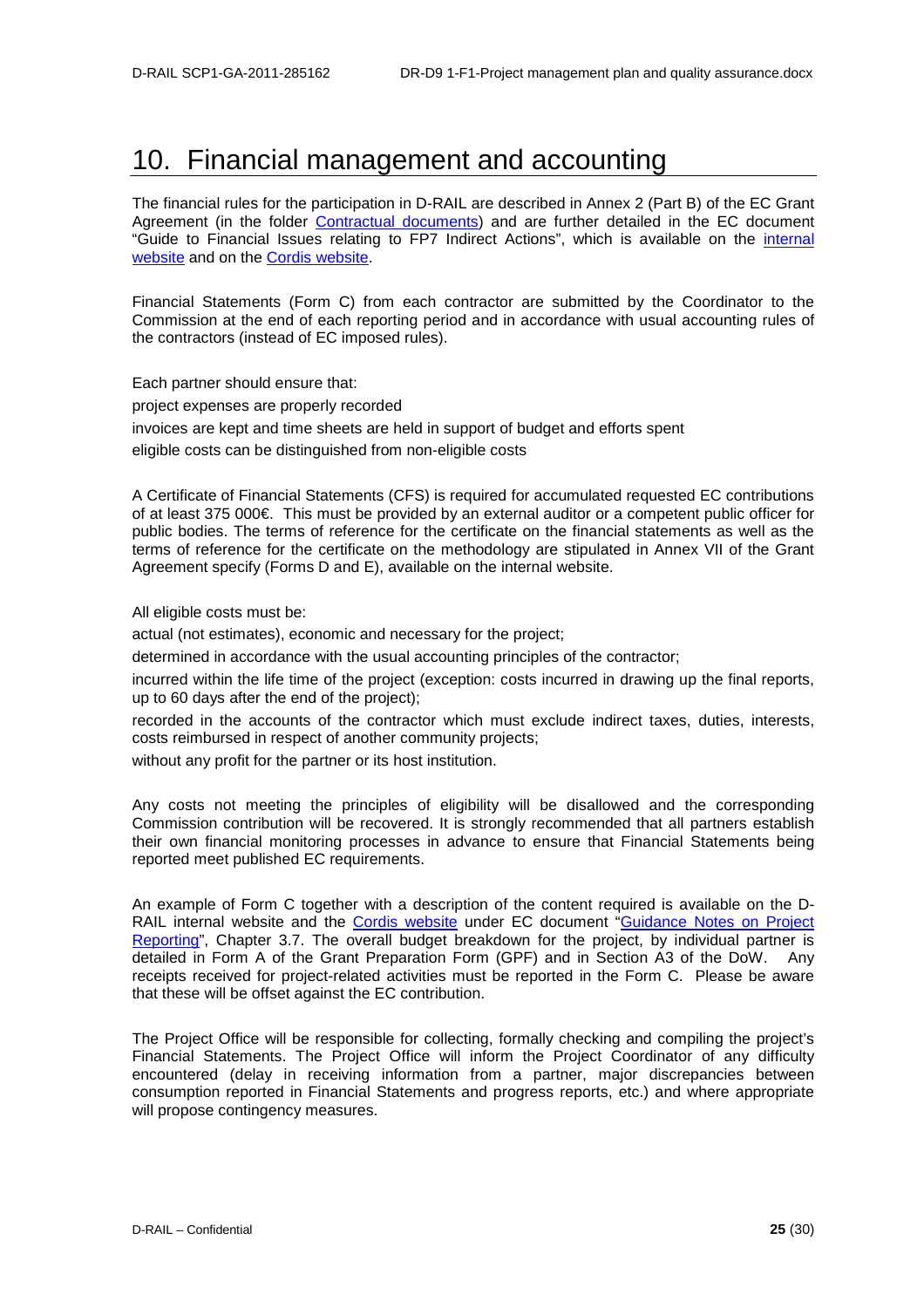# 10. Financial management and accounting

The financial rules for the participation in D-RAIL are described in Annex 2 (Part B) of the EC Grant Agreement (in the folder Contractual documents) and are further detailed in the EC document "Guide to Financial Issues relating to FP7 Indirect Actions", which is available on the internal website and on the Cordis website.

Financial Statements (Form C) from each contractor are submitted by the Coordinator to the Commission at the end of each reporting period and in accordance with usual accounting rules of the contractors (instead of EC imposed rules).

Each partner should ensure that:

project expenses are properly recorded

invoices are kept and time sheets are held in support of budget and efforts spent

eligible costs can be distinguished from non-eligible costs

A Certificate of Financial Statements (CFS) is required for accumulated requested EC contributions of at least 375 000€. This must be provided by an external auditor or a competent public officer for public bodies. The terms of reference for the certificate on the financial statements as well as the terms of reference for the certificate on the methodology are stipulated in Annex VII of the Grant Agreement specify (Forms D and E), available on the internal website.

All eligible costs must be:

actual (not estimates), economic and necessary for the project;

determined in accordance with the usual accounting principles of the contractor;

incurred within the life time of the project (exception: costs incurred in drawing up the final reports, up to 60 days after the end of the project);

recorded in the accounts of the contractor which must exclude indirect taxes, duties, interests, costs reimbursed in respect of another community projects;

without any profit for the partner or its host institution.

Any costs not meeting the principles of eligibility will be disallowed and the corresponding Commission contribution will be recovered. It is strongly recommended that all partners establish their own financial monitoring processes in advance to ensure that Financial Statements being reported meet published EC requirements.

An example of Form C together with a description of the content required is available on the D-RAIL internal website and the Cordis website under EC document "Guidance Notes on Project Reporting", Chapter 3.7. The overall budget breakdown for the project, by individual partner is detailed in Form A of the Grant Preparation Form (GPF) and in Section A3 of the DoW. Any receipts received for project-related activities must be reported in the Form C. Please be aware that these will be offset against the EC contribution.

The Project Office will be responsible for collecting, formally checking and compiling the project's Financial Statements. The Project Office will inform the Project Coordinator of any difficulty encountered (delay in receiving information from a partner, major discrepancies between consumption reported in Financial Statements and progress reports, etc.) and where appropriate will propose contingency measures.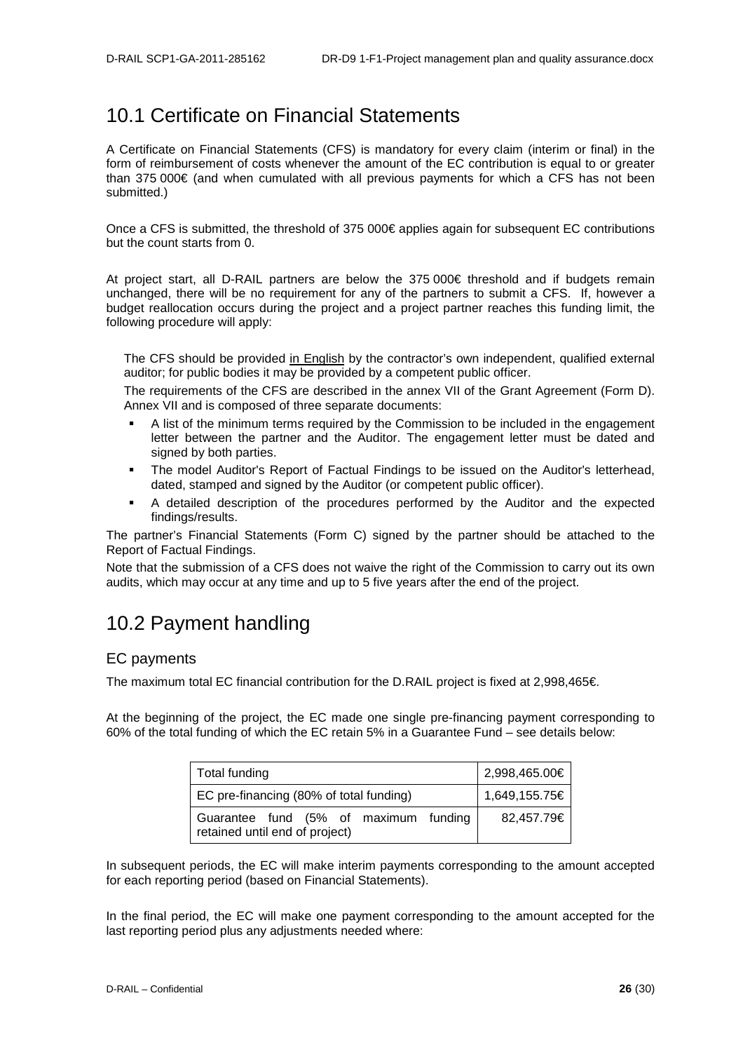## 10.1 Certificate on Financial Statements

A Certificate on Financial Statements (CFS) is mandatory for every claim (interim or final) in the form of reimbursement of costs whenever the amount of the EC contribution is equal to or greater than 375 000€ (and when cumulated with all previous payments for which a CFS has not been submitted.)

Once a CFS is submitted, the threshold of 375 000€ applies again for subsequent EC contributions but the count starts from 0.

At project start, all D-RAIL partners are below the 375 000€ threshold and if budgets remain unchanged, there will be no requirement for any of the partners to submit a CFS. If, however a budget reallocation occurs during the project and a project partner reaches this funding limit, the following procedure will apply:

The CFS should be provided in English by the contractor's own independent, qualified external auditor; for public bodies it may be provided by a competent public officer.

The requirements of the CFS are described in the annex VII of the Grant Agreement (Form D). Annex VII and is composed of three separate documents:

- A list of the minimum terms required by the Commission to be included in the engagement letter between the partner and the Auditor. The engagement letter must be dated and signed by both parties.
- The model Auditor's Report of Factual Findings to be issued on the Auditor's letterhead, dated, stamped and signed by the Auditor (or competent public officer).
- A detailed description of the procedures performed by the Auditor and the expected findings/results.

The partner's Financial Statements (Form C) signed by the partner should be attached to the Report of Factual Findings.

Note that the submission of a CFS does not waive the right of the Commission to carry out its own audits, which may occur at any time and up to 5 five years after the end of the project.

## 10.2 Payment handling

### EC payments

The maximum total EC financial contribution for the D.RAIL project is fixed at 2,998,465€.

At the beginning of the project, the EC made one single pre-financing payment corresponding to 60% of the total funding of which the EC retain 5% in a Guarantee Fund – see details below:

| Total funding | 2,998,465.00€ |
|---|---|
| EC pre-financing (80% of total funding) | 1,649,155.75€ |
| Guarantee fund (5% of maximum funding retained until end of project) | 82,457.79€ |

In subsequent periods, the EC will make interim payments corresponding to the amount accepted for each reporting period (based on Financial Statements).

In the final period, the EC will make one payment corresponding to the amount accepted for the last reporting period plus any adjustments needed where: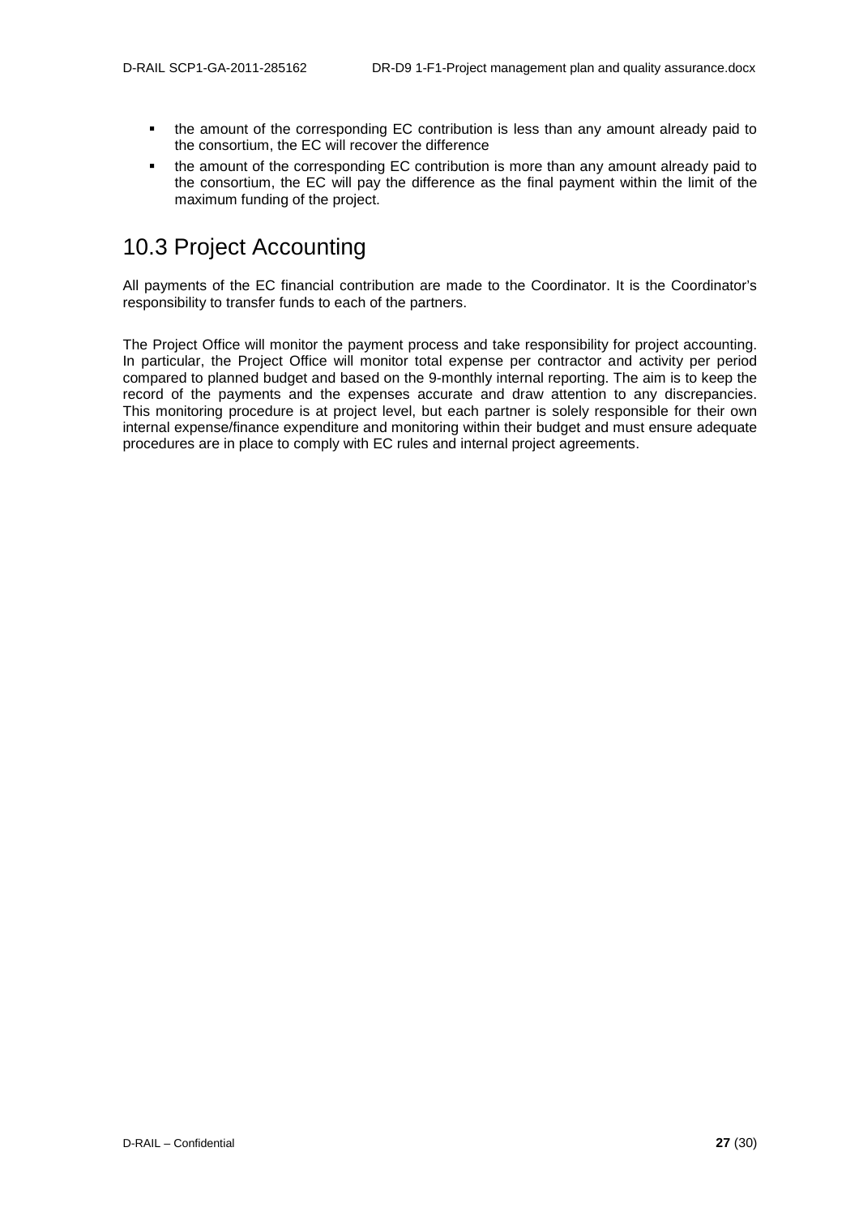- the amount of the corresponding EC contribution is less than any amount already paid to the consortium, the EC will recover the difference
- the amount of the corresponding EC contribution is more than any amount already paid to the consortium, the EC will pay the difference as the final payment within the limit of the maximum funding of the project.

## 10.3 Project Accounting

All payments of the EC financial contribution are made to the Coordinator. It is the Coordinator's responsibility to transfer funds to each of the partners.

The Project Office will monitor the payment process and take responsibility for project accounting. In particular, the Project Office will monitor total expense per contractor and activity per period compared to planned budget and based on the 9-monthly internal reporting. The aim is to keep the record of the payments and the expenses accurate and draw attention to any discrepancies. This monitoring procedure is at project level, but each partner is solely responsible for their own internal expense/finance expenditure and monitoring within their budget and must ensure adequate procedures are in place to comply with EC rules and internal project agreements.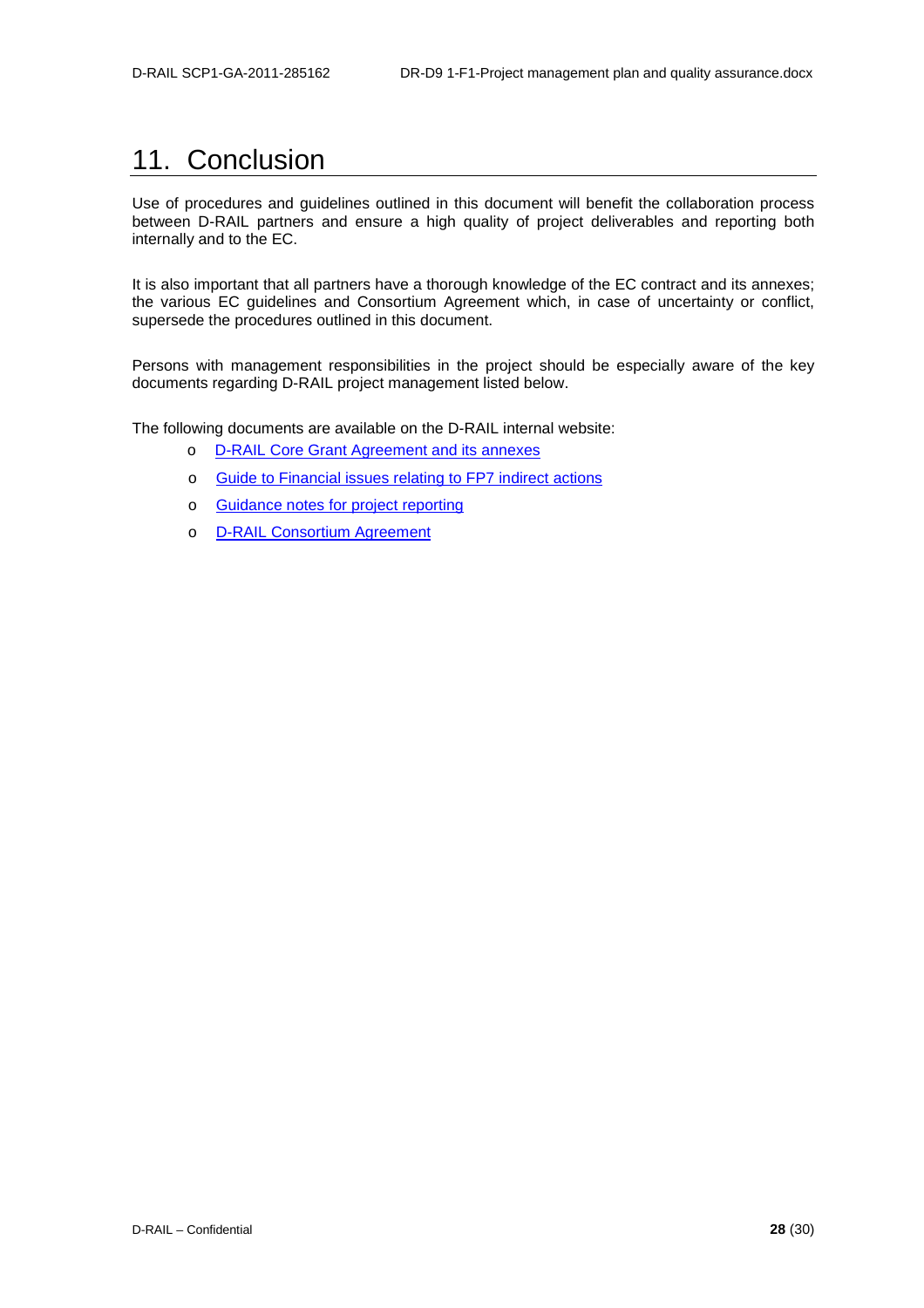# 11. Conclusion

Use of procedures and guidelines outlined in this document will benefit the collaboration process between D-RAIL partners and ensure a high quality of project deliverables and reporting both internally and to the EC.

It is also important that all partners have a thorough knowledge of the EC contract and its annexes; the various EC guidelines and Consortium Agreement which, in case of uncertainty or conflict, supersede the procedures outlined in this document.

Persons with management responsibilities in the project should be especially aware of the key documents regarding D-RAIL project management listed below.

The following documents are available on the D-RAIL internal website:

- D-RAIL Core Grant Agreement and its annexes
- Guide to Financial issues relating to FP7 indirect actions
- Guidance notes for project reporting
- D-RAIL Consortium Agreement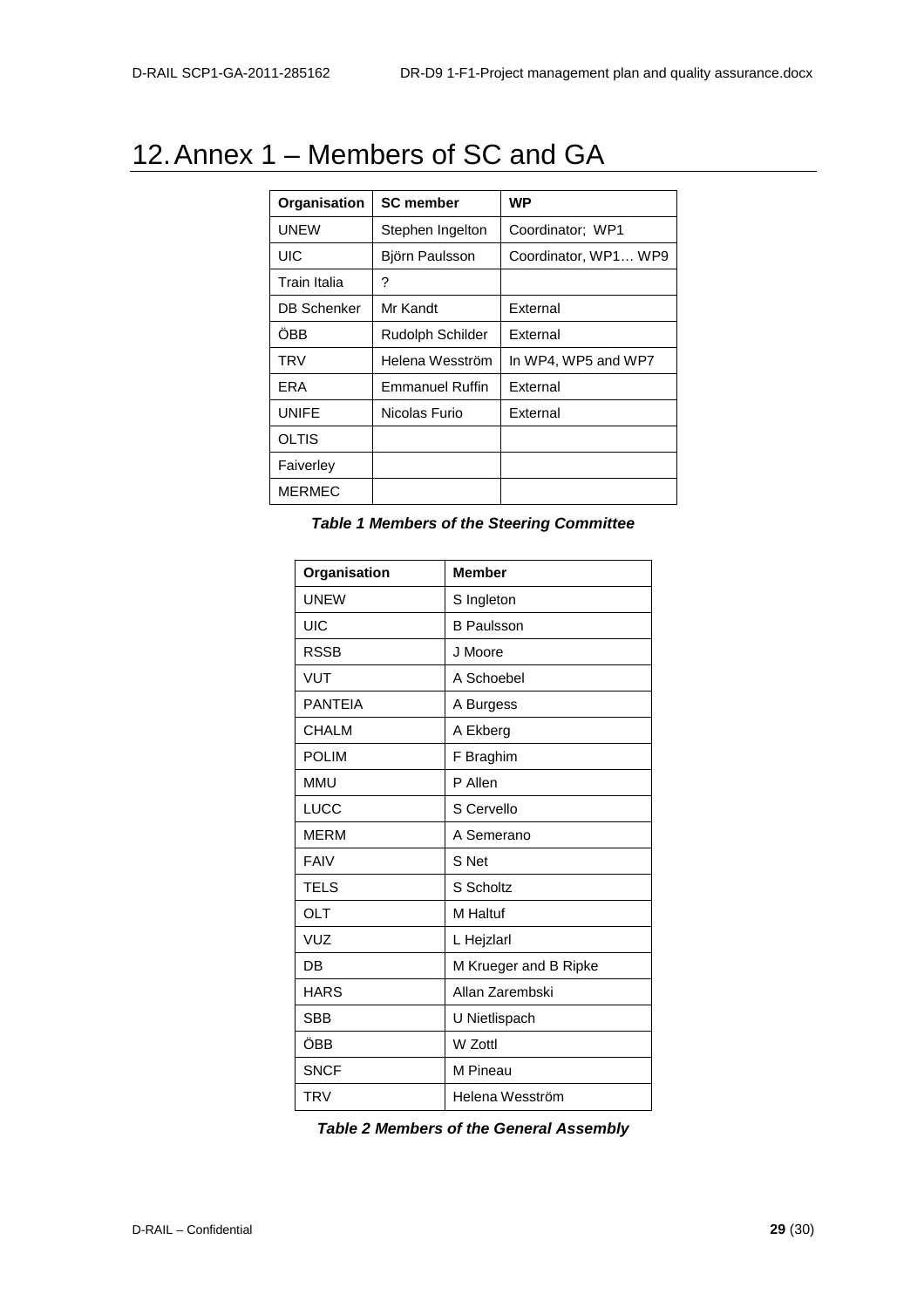# 12. Annex 1 – Members of SC and GA

| Organisation | SC member | WP |
|---|---|---|
| UNEW | Stephen Ingelton | Coordinator; WP1 |
| UIC | Björn Paulsson | Coordinator, WP1… WP9 |
| Train Italia | ? | |
| DB Schenker | Mr Kandt | External |
| ÖBB | Rudolph Schilder | External |
| TRV | Helena Wesström | In WP4, WP5 and WP7 |
| ERA | Emmanuel Ruffin | External |
| UNIFE | Nicolas Furio | External |
| OLTIS | | |
| Faiverley | | |
| MERMEC | | |

***Table 1 Members of the Steering Committee***

| Organisation | Member |
|---|---|
| UNEW | S Ingleton |
| UIC | B Paulsson |
| RSSB | J Moore |
| VUT | A Schoebel |
| PANTEIA | A Burgess |
| CHALM | A Ekberg |
| POLIM | F Braghim |
| MMU | P Allen |
| LUCC | S Cervello |
| MERM | A Semerano |
| FAIV | S Net |
| TELS | S Scholtz |
| OLT | M Haltuf |
| VUZ | L Hejzlarl |
| DB | M Krueger and B Ripke |
| HARS | Allan Zarembski |
| SBB | U Nietlispach |
| ÖBB | W Zottl |
| SNCF | M Pineau |
| TRV | Helena Wesström |

***Table 2 Members of the General Assembly***